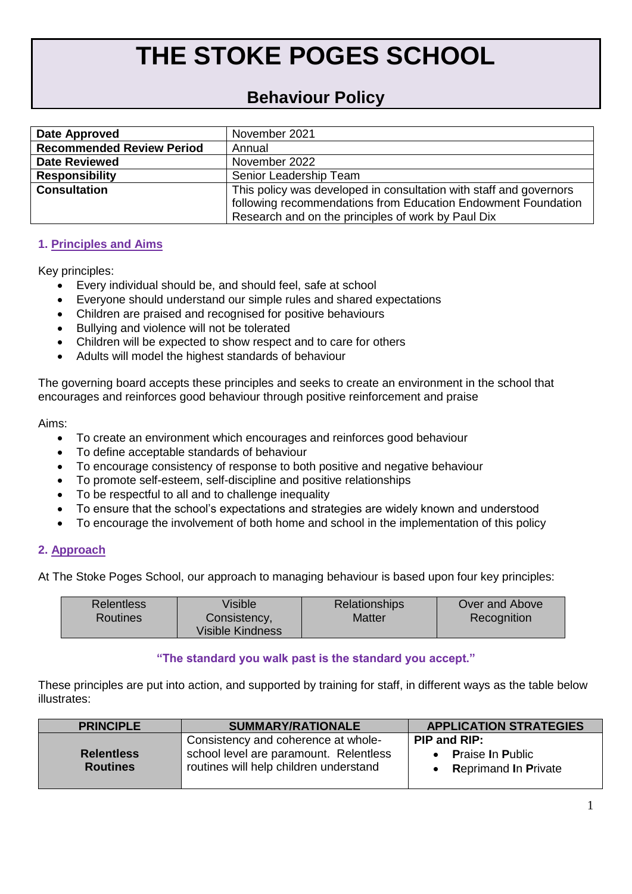# THE STOKE POGES SCHOOL

## Behaviour Policy

| Date Approved | November 2021 |
|---|---|
| Recommended Review Period | Annual |
| Date Reviewed | November 2022 |
| Responsibility | Senior Leadership Team |
| Consultation | This policy was developed in consultation with staff and governors following recommendations from Education Endowment Foundation Research and on the principles of work by Paul Dix |

### 1. Principles and Aims

Key principles:

- Every individual should be, and should feel, safe at school
- Everyone should understand our simple rules and shared expectations
- Children are praised and recognised for positive behaviours
- Bullying and violence will not be tolerated
- Children will be expected to show respect and to care for others
- Adults will model the highest standards of behaviour

The governing board accepts these principles and seeks to create an environment in the school that encourages and reinforces good behaviour through positive reinforcement and praise

Aims:

- To create an environment which encourages and reinforces good behaviour
- To define acceptable standards of behaviour
- To encourage consistency of response to both positive and negative behaviour
- To promote self-esteem, self-discipline and positive relationships
- To be respectful to all and to challenge inequality
- To ensure that the school's expectations and strategies are widely known and understood
- To encourage the involvement of both home and school in the implementation of this policy

### 2. Approach

At The Stoke Poges School, our approach to managing behaviour is based upon four key principles:

| Relentless Routines | Visible Consistency, Visible Kindness | Relationships Matter | Over and Above Recognition |
|---|---|---|---|

**"The standard you walk past is the standard you accept."**

These principles are put into action, and supported by training for staff, in different ways as the table below illustrates:

| PRINCIPLE | SUMMARY/RATIONALE | APPLICATION STRATEGIES |
|---|---|---|
| **Relentless Routines** | Consistency and coherence at whole-school level are paramount. Relentless routines will help children understand | **PIP and RIP:**<br>• **P**raise **I**n **P**ublic<br>• **R**eprimand **I**n **P**rivate |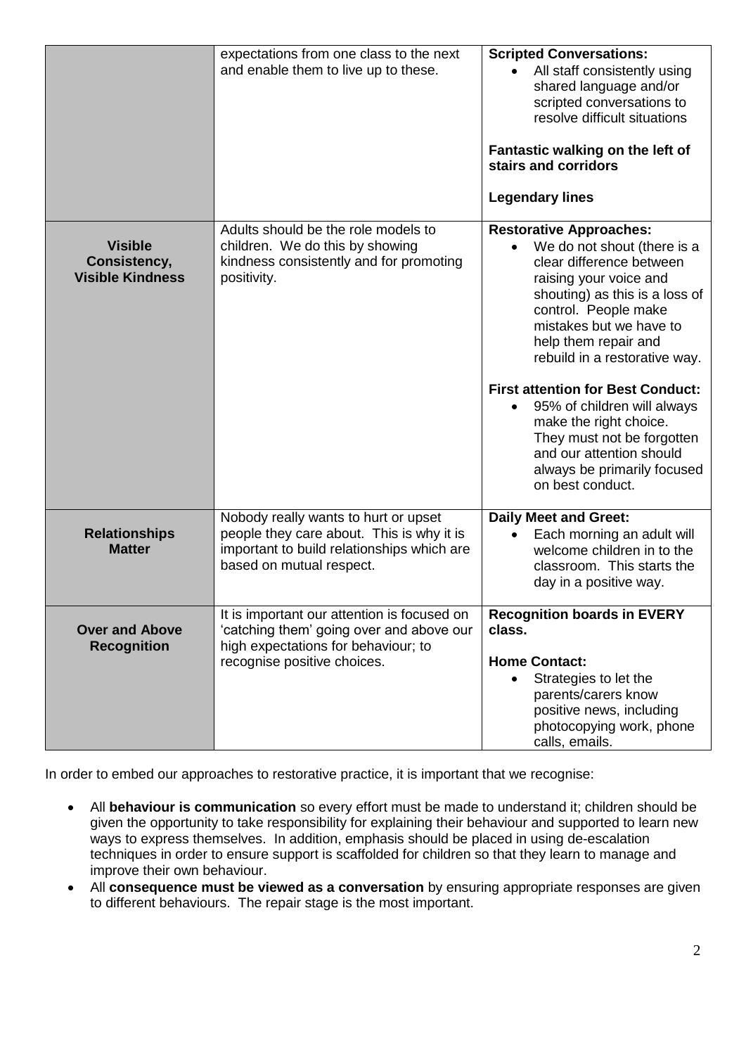| | | |
|---|---|---|
| | expectations from one class to the next and enable them to live up to these. | **Scripted Conversations:**<br>• All staff consistently using shared language and/or scripted conversations to resolve difficult situations<br><br>**Fantastic walking on the left of stairs and corridors**<br><br>**Legendary lines** |
| **Visible Consistency, Visible Kindness** | Adults should be the role models to children. We do this by showing kindness consistently and for promoting positivity. | **Restorative Approaches:**<br>• We do not shout (there is a clear difference between raising your voice and shouting) as this is a loss of control. People make mistakes but we have to help them repair and rebuild in a restorative way.<br><br>**First attention for Best Conduct:**<br>• 95% of children will always make the right choice. They must not be forgotten and our attention should always be primarily focused on best conduct. |
| **Relationships Matter** | Nobody really wants to hurt or upset people they care about. This is why it is important to build relationships which are based on mutual respect. | **Daily Meet and Greet:**<br>• Each morning an adult will welcome children in to the classroom. This starts the day in a positive way. |
| **Over and Above Recognition** | It is important our attention is focused on 'catching them' going over and above our high expectations for behaviour; to recognise positive choices. | **Recognition boards in EVERY class.**<br><br>**Home Contact:**<br>• Strategies to let the parents/carers know positive news, including photocopying work, phone calls, emails. |

In order to embed our approaches to restorative practice, it is important that we recognise:

- All **behaviour is communication** so every effort must be made to understand it; children should be given the opportunity to take responsibility for explaining their behaviour and supported to learn new ways to express themselves. In addition, emphasis should be placed in using de-escalation techniques in order to ensure support is scaffolded for children so that they learn to manage and improve their own behaviour.
- All **consequence must be viewed as a conversation** by ensuring appropriate responses are given to different behaviours. The repair stage is the most important.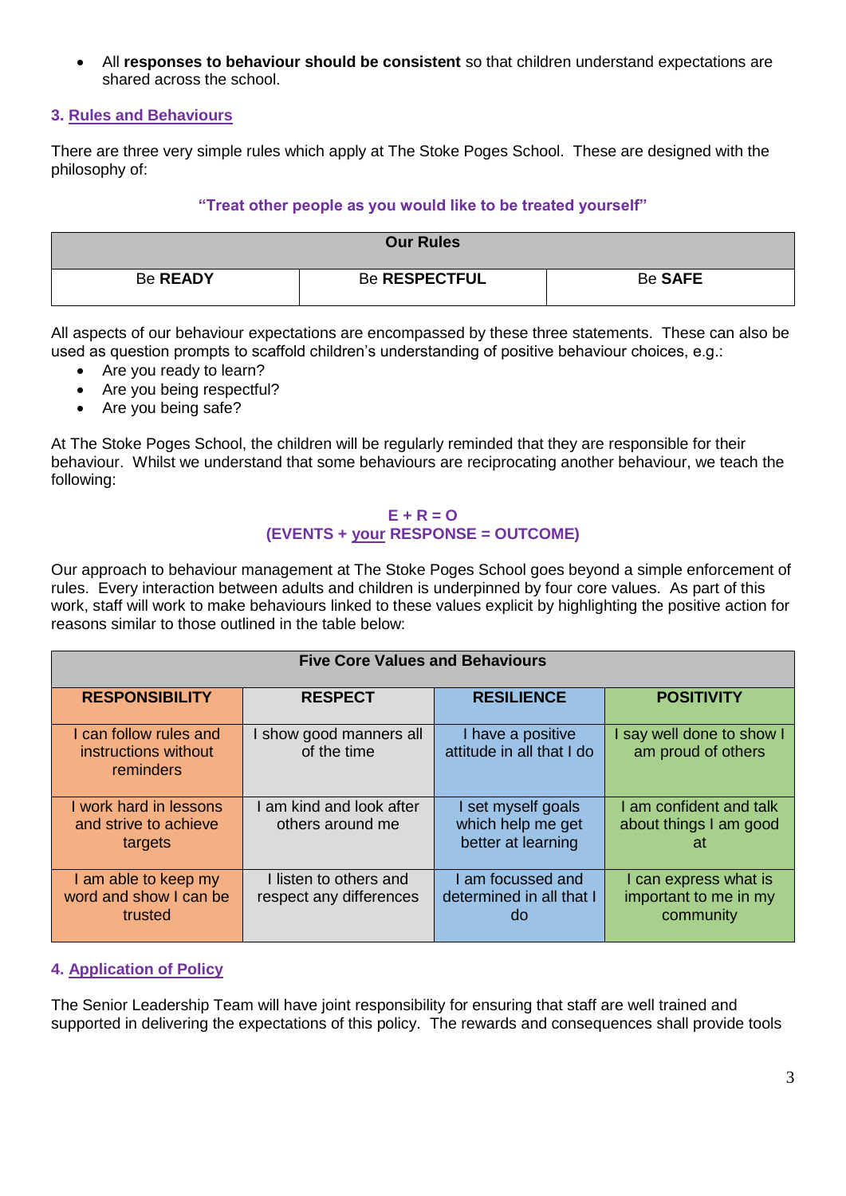- All **responses to behaviour should be consistent** so that children understand expectations are shared across the school.

### 3. Rules and Behaviours

There are three very simple rules which apply at The Stoke Poges School. These are designed with the philosophy of:

**"Treat other people as you would like to be treated yourself"**

| Our Rules | | |
|---|---|---|
| Be **READY** | Be **RESPECTFUL** | Be **SAFE** |

All aspects of our behaviour expectations are encompassed by these three statements. These can also be used as question prompts to scaffold children's understanding of positive behaviour choices, e.g.:

- Are you ready to learn?
- Are you being respectful?
- Are you being safe?

At The Stoke Poges School, the children will be regularly reminded that they are responsible for their behaviour. Whilst we understand that some behaviours are reciprocating another behaviour, we teach the following:

**E + R = O**
**(EVENTS + your RESPONSE = OUTCOME)**

Our approach to behaviour management at The Stoke Poges School goes beyond a simple enforcement of rules. Every interaction between adults and children is underpinned by four core values. As part of this work, staff will work to make behaviours linked to these values explicit by highlighting the positive action for reasons similar to those outlined in the table below:

| Five Core Values and Behaviours | | | |
|---|---|---|---|
| **RESPONSIBILITY** | **RESPECT** | **RESILIENCE** | **POSITIVITY** |
| I can follow rules and instructions without reminders | I show good manners all of the time | I have a positive attitude in all that I do | I say well done to show I am proud of others |
| I work hard in lessons and strive to achieve targets | I am kind and look after others around me | I set myself goals which help me get better at learning | I am confident and talk about things I am good at |
| I am able to keep my word and show I can be trusted | I listen to others and respect any differences | I am focussed and determined in all that I do | I can express what is important to me in my community |

### 4. Application of Policy

The Senior Leadership Team will have joint responsibility for ensuring that staff are well trained and supported in delivering the expectations of this policy. The rewards and consequences shall provide tools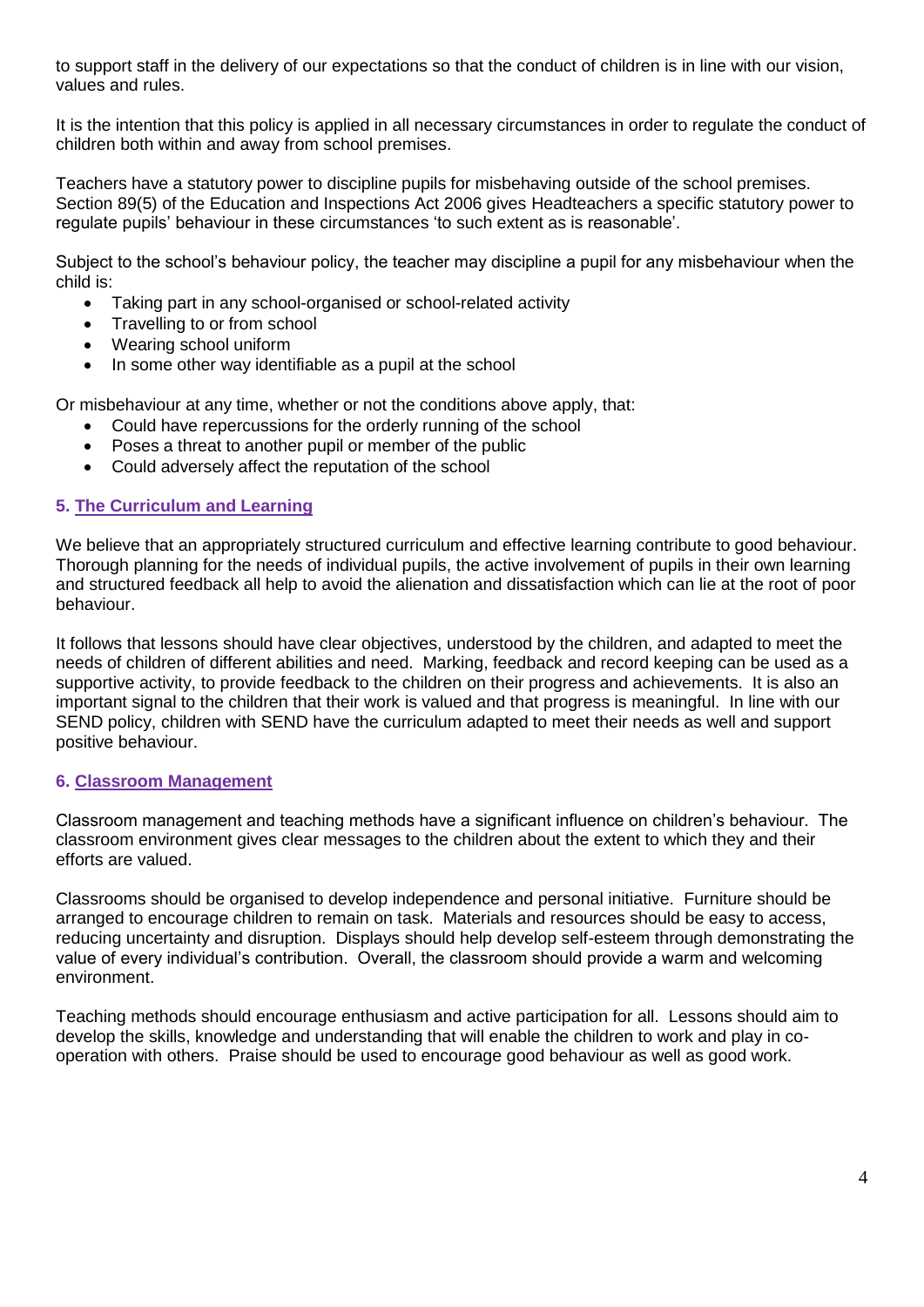to support staff in the delivery of our expectations so that the conduct of children is in line with our vision, values and rules.

It is the intention that this policy is applied in all necessary circumstances in order to regulate the conduct of children both within and away from school premises.

Teachers have a statutory power to discipline pupils for misbehaving outside of the school premises. Section 89(5) of the Education and Inspections Act 2006 gives Headteachers a specific statutory power to regulate pupils' behaviour in these circumstances 'to such extent as is reasonable'.

Subject to the school's behaviour policy, the teacher may discipline a pupil for any misbehaviour when the child is:

- Taking part in any school-organised or school-related activity
- Travelling to or from school
- Wearing school uniform
- In some other way identifiable as a pupil at the school

Or misbehaviour at any time, whether or not the conditions above apply, that:

- Could have repercussions for the orderly running of the school
- Poses a threat to another pupil or member of the public
- Could adversely affect the reputation of the school

## 5. The Curriculum and Learning

We believe that an appropriately structured curriculum and effective learning contribute to good behaviour. Thorough planning for the needs of individual pupils, the active involvement of pupils in their own learning and structured feedback all help to avoid the alienation and dissatisfaction which can lie at the root of poor behaviour.

It follows that lessons should have clear objectives, understood by the children, and adapted to meet the needs of children of different abilities and need. Marking, feedback and record keeping can be used as a supportive activity, to provide feedback to the children on their progress and achievements. It is also an important signal to the children that their work is valued and that progress is meaningful. In line with our SEND policy, children with SEND have the curriculum adapted to meet their needs as well and support positive behaviour.

## 6. Classroom Management

Classroom management and teaching methods have a significant influence on children's behaviour. The classroom environment gives clear messages to the children about the extent to which they and their efforts are valued.

Classrooms should be organised to develop independence and personal initiative. Furniture should be arranged to encourage children to remain on task. Materials and resources should be easy to access, reducing uncertainty and disruption. Displays should help develop self-esteem through demonstrating the value of every individual's contribution. Overall, the classroom should provide a warm and welcoming environment.

Teaching methods should encourage enthusiasm and active participation for all. Lessons should aim to develop the skills, knowledge and understanding that will enable the children to work and play in co-operation with others. Praise should be used to encourage good behaviour as well as good work.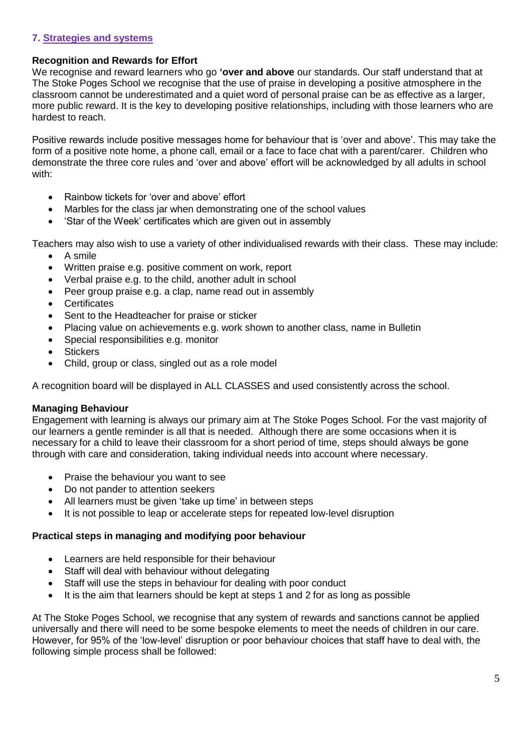## 7. Strategies and systems

**Recognition and Rewards for Effort**

We recognise and reward learners who go **'over and above** our standards. Our staff understand that at The Stoke Poges School we recognise that the use of praise in developing a positive atmosphere in the classroom cannot be underestimated and a quiet word of personal praise can be as effective as a larger, more public reward. It is the key to developing positive relationships, including with those learners who are hardest to reach.

Positive rewards include positive messages home for behaviour that is 'over and above'. This may take the form of a positive note home, a phone call, email or a face to face chat with a parent/carer. Children who demonstrate the three core rules and 'over and above' effort will be acknowledged by all adults in school with:

- Rainbow tickets for 'over and above' effort
- Marbles for the class jar when demonstrating one of the school values
- 'Star of the Week' certificates which are given out in assembly

Teachers may also wish to use a variety of other individualised rewards with their class. These may include:

- A smile
- Written praise e.g. positive comment on work, report
- Verbal praise e.g. to the child, another adult in school
- Peer group praise e.g. a clap, name read out in assembly
- Certificates
- Sent to the Headteacher for praise or sticker
- Placing value on achievements e.g. work shown to another class, name in Bulletin
- Special responsibilities e.g. monitor
- Stickers
- Child, group or class, singled out as a role model

A recognition board will be displayed in ALL CLASSES and used consistently across the school.

**Managing Behaviour**

Engagement with learning is always our primary aim at The Stoke Poges School. For the vast majority of our learners a gentle reminder is all that is needed. Although there are some occasions when it is necessary for a child to leave their classroom for a short period of time, steps should always be gone through with care and consideration, taking individual needs into account where necessary.

- Praise the behaviour you want to see
- Do not pander to attention seekers
- All learners must be given 'take up time' in between steps
- It is not possible to leap or accelerate steps for repeated low-level disruption

**Practical steps in managing and modifying poor behaviour**

- Learners are held responsible for their behaviour
- Staff will deal with behaviour without delegating
- Staff will use the steps in behaviour for dealing with poor conduct
- It is the aim that learners should be kept at steps 1 and 2 for as long as possible

At The Stoke Poges School, we recognise that any system of rewards and sanctions cannot be applied universally and there will need to be some bespoke elements to meet the needs of children in our care. However, for 95% of the 'low-level' disruption or poor behaviour choices that staff have to deal with, the following simple process shall be followed: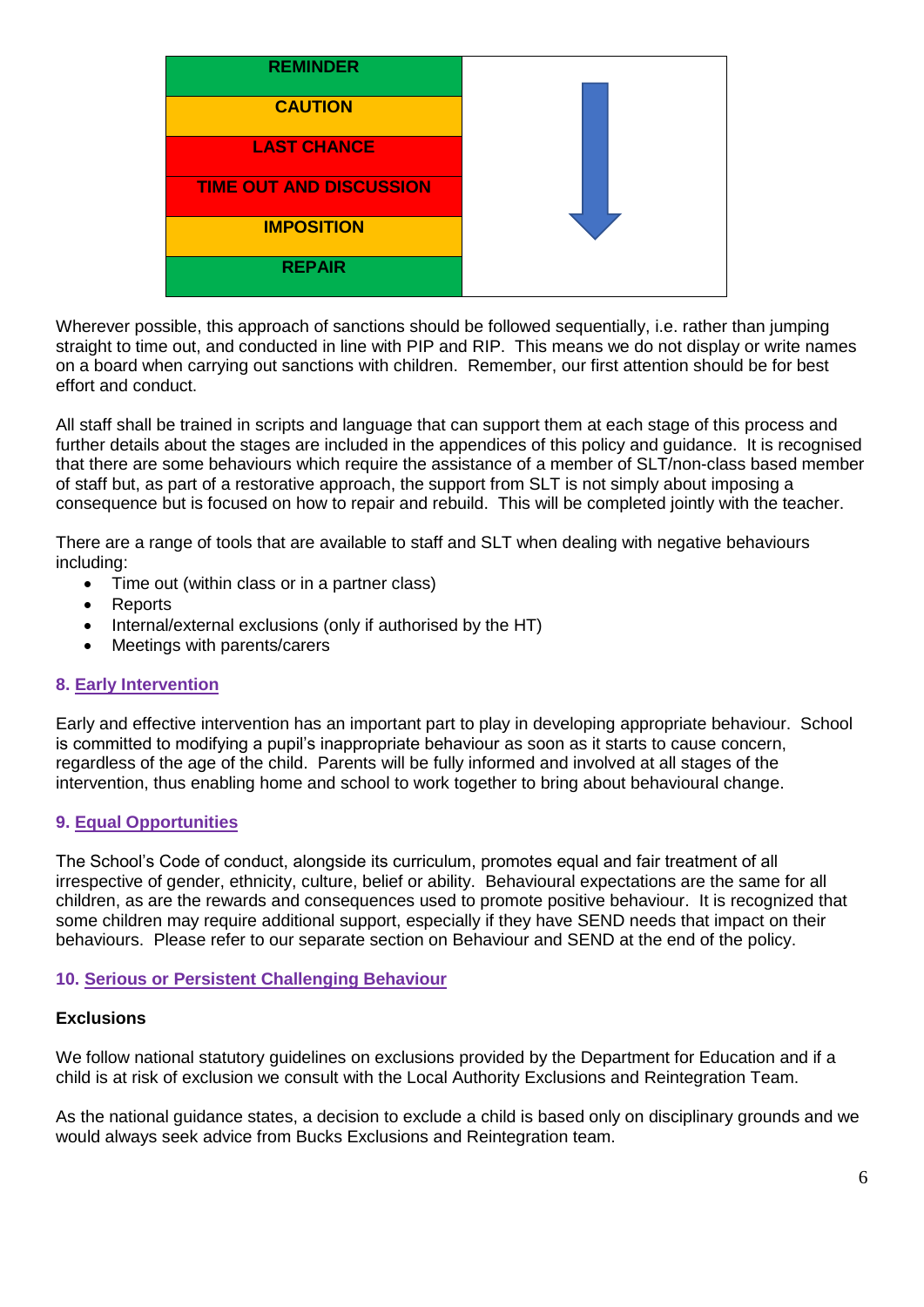| REMINDER |
| --- |
| CAUTION |
| LAST CHANCE |
| TIME OUT AND DISCUSSION |
| IMPOSITION |
| REPAIR |

Wherever possible, this approach of sanctions should be followed sequentially, i.e. rather than jumping straight to time out, and conducted in line with PIP and RIP. This means we do not display or write names on a board when carrying out sanctions with children. Remember, our first attention should be for best effort and conduct.

All staff shall be trained in scripts and language that can support them at each stage of this process and further details about the stages are included in the appendices of this policy and guidance. It is recognised that there are some behaviours which require the assistance of a member of SLT/non-class based member of staff but, as part of a restorative approach, the support from SLT is not simply about imposing a consequence but is focused on how to repair and rebuild. This will be completed jointly with the teacher.

There are a range of tools that are available to staff and SLT when dealing with negative behaviours including:

- Time out (within class or in a partner class)
- Reports
- Internal/external exclusions (only if authorised by the HT)
- Meetings with parents/carers

## 8. Early Intervention

Early and effective intervention has an important part to play in developing appropriate behaviour. School is committed to modifying a pupil's inappropriate behaviour as soon as it starts to cause concern, regardless of the age of the child. Parents will be fully informed and involved at all stages of the intervention, thus enabling home and school to work together to bring about behavioural change.

## 9. Equal Opportunities

The School's Code of conduct, alongside its curriculum, promotes equal and fair treatment of all irrespective of gender, ethnicity, culture, belief or ability. Behavioural expectations are the same for all children, as are the rewards and consequences used to promote positive behaviour. It is recognized that some children may require additional support, especially if they have SEND needs that impact on their behaviours. Please refer to our separate section on Behaviour and SEND at the end of the policy.

## 10. Serious or Persistent Challenging Behaviour

**Exclusions**

We follow national statutory guidelines on exclusions provided by the Department for Education and if a child is at risk of exclusion we consult with the Local Authority Exclusions and Reintegration Team.

As the national guidance states, a decision to exclude a child is based only on disciplinary grounds and we would always seek advice from Bucks Exclusions and Reintegration team.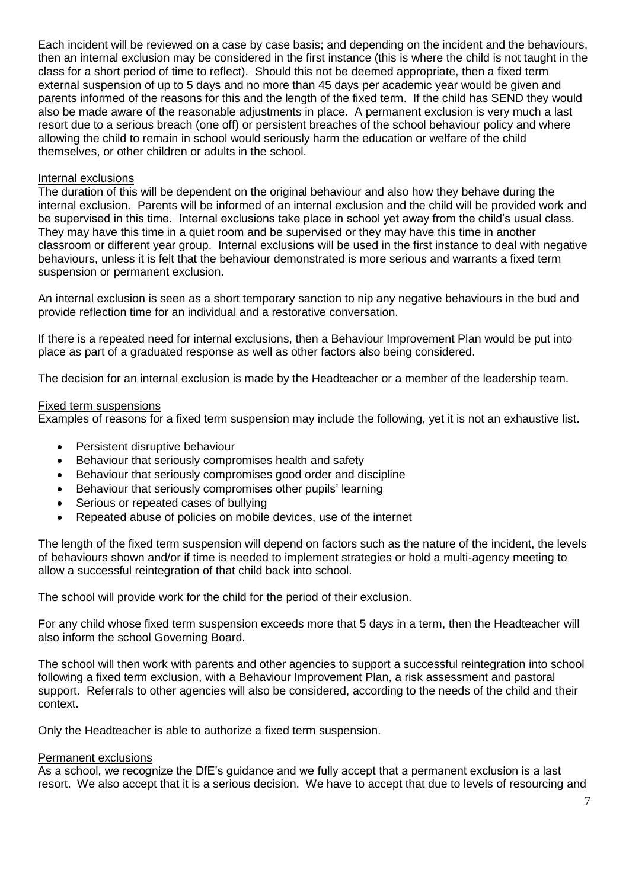Each incident will be reviewed on a case by case basis; and depending on the incident and the behaviours, then an internal exclusion may be considered in the first instance (this is where the child is not taught in the class for a short period of time to reflect). Should this not be deemed appropriate, then a fixed term external suspension of up to 5 days and no more than 45 days per academic year would be given and parents informed of the reasons for this and the length of the fixed term. If the child has SEND they would also be made aware of the reasonable adjustments in place. A permanent exclusion is very much a last resort due to a serious breach (one off) or persistent breaches of the school behaviour policy and where allowing the child to remain in school would seriously harm the education or welfare of the child themselves, or other children or adults in the school.

### Internal exclusions

The duration of this will be dependent on the original behaviour and also how they behave during the internal exclusion. Parents will be informed of an internal exclusion and the child will be provided work and be supervised in this time. Internal exclusions take place in school yet away from the child's usual class. They may have this time in a quiet room and be supervised or they may have this time in another classroom or different year group. Internal exclusions will be used in the first instance to deal with negative behaviours, unless it is felt that the behaviour demonstrated is more serious and warrants a fixed term suspension or permanent exclusion.

An internal exclusion is seen as a short temporary sanction to nip any negative behaviours in the bud and provide reflection time for an individual and a restorative conversation.

If there is a repeated need for internal exclusions, then a Behaviour Improvement Plan would be put into place as part of a graduated response as well as other factors also being considered.

The decision for an internal exclusion is made by the Headteacher or a member of the leadership team.

### Fixed term suspensions

Examples of reasons for a fixed term suspension may include the following, yet it is not an exhaustive list.

- Persistent disruptive behaviour
- Behaviour that seriously compromises health and safety
- Behaviour that seriously compromises good order and discipline
- Behaviour that seriously compromises other pupils' learning
- Serious or repeated cases of bullying
- Repeated abuse of policies on mobile devices, use of the internet

The length of the fixed term suspension will depend on factors such as the nature of the incident, the levels of behaviours shown and/or if time is needed to implement strategies or hold a multi-agency meeting to allow a successful reintegration of that child back into school.

The school will provide work for the child for the period of their exclusion.

For any child whose fixed term suspension exceeds more that 5 days in a term, then the Headteacher will also inform the school Governing Board.

The school will then work with parents and other agencies to support a successful reintegration into school following a fixed term exclusion, with a Behaviour Improvement Plan, a risk assessment and pastoral support. Referrals to other agencies will also be considered, according to the needs of the child and their context.

Only the Headteacher is able to authorize a fixed term suspension.

### Permanent exclusions

As a school, we recognize the DfE's guidance and we fully accept that a permanent exclusion is a last resort. We also accept that it is a serious decision. We have to accept that due to levels of resourcing and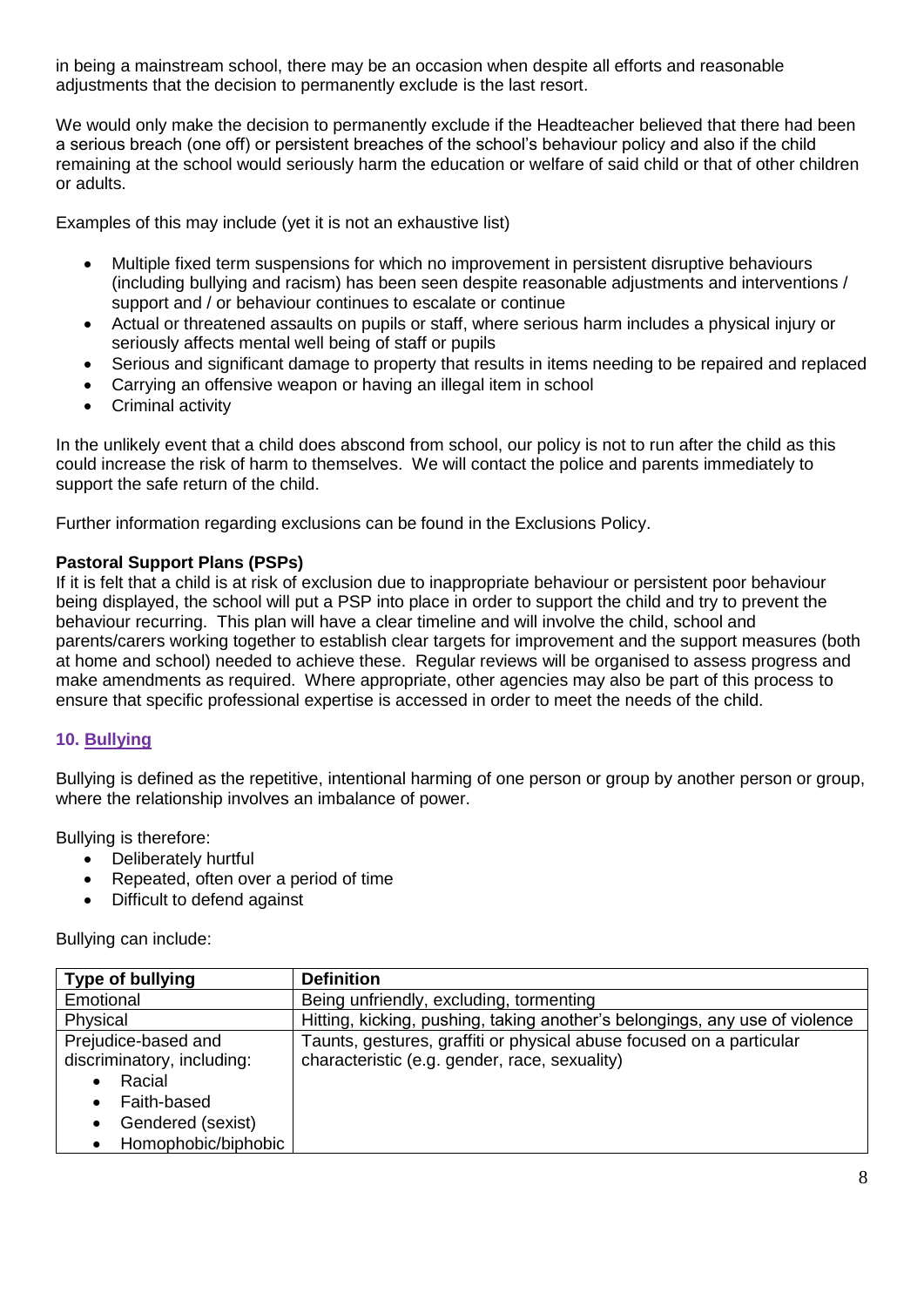in being a mainstream school, there may be an occasion when despite all efforts and reasonable adjustments that the decision to permanently exclude is the last resort.

We would only make the decision to permanently exclude if the Headteacher believed that there had been a serious breach (one off) or persistent breaches of the school's behaviour policy and also if the child remaining at the school would seriously harm the education or welfare of said child or that of other children or adults.

Examples of this may include (yet it is not an exhaustive list)

- Multiple fixed term suspensions for which no improvement in persistent disruptive behaviours (including bullying and racism) has been seen despite reasonable adjustments and interventions / support and / or behaviour continues to escalate or continue
- Actual or threatened assaults on pupils or staff, where serious harm includes a physical injury or seriously affects mental well being of staff or pupils
- Serious and significant damage to property that results in items needing to be repaired and replaced
- Carrying an offensive weapon or having an illegal item in school
- Criminal activity

In the unlikely event that a child does abscond from school, our policy is not to run after the child as this could increase the risk of harm to themselves. We will contact the police and parents immediately to support the safe return of the child.

Further information regarding exclusions can be found in the Exclusions Policy.

**Pastoral Support Plans (PSPs)**

If it is felt that a child is at risk of exclusion due to inappropriate behaviour or persistent poor behaviour being displayed, the school will put a PSP into place in order to support the child and try to prevent the behaviour recurring. This plan will have a clear timeline and will involve the child, school and parents/carers working together to establish clear targets for improvement and the support measures (both at home and school) needed to achieve these. Regular reviews will be organised to assess progress and make amendments as required. Where appropriate, other agencies may also be part of this process to ensure that specific professional expertise is accessed in order to meet the needs of the child.

## 10. Bullying

Bullying is defined as the repetitive, intentional harming of one person or group by another person or group, where the relationship involves an imbalance of power.

Bullying is therefore:

- Deliberately hurtful
- Repeated, often over a period of time
- Difficult to defend against

Bullying can include:

| Type of bullying | Definition |
| --- | --- |
| Emotional | Being unfriendly, excluding, tormenting |
| Physical | Hitting, kicking, pushing, taking another's belongings, any use of violence |
| Prejudice-based and discriminatory, including: <br>• Racial <br>• Faith-based <br>• Gendered (sexist) <br>• Homophobic/biphobic | Taunts, gestures, graffiti or physical abuse focused on a particular characteristic (e.g. gender, race, sexuality) |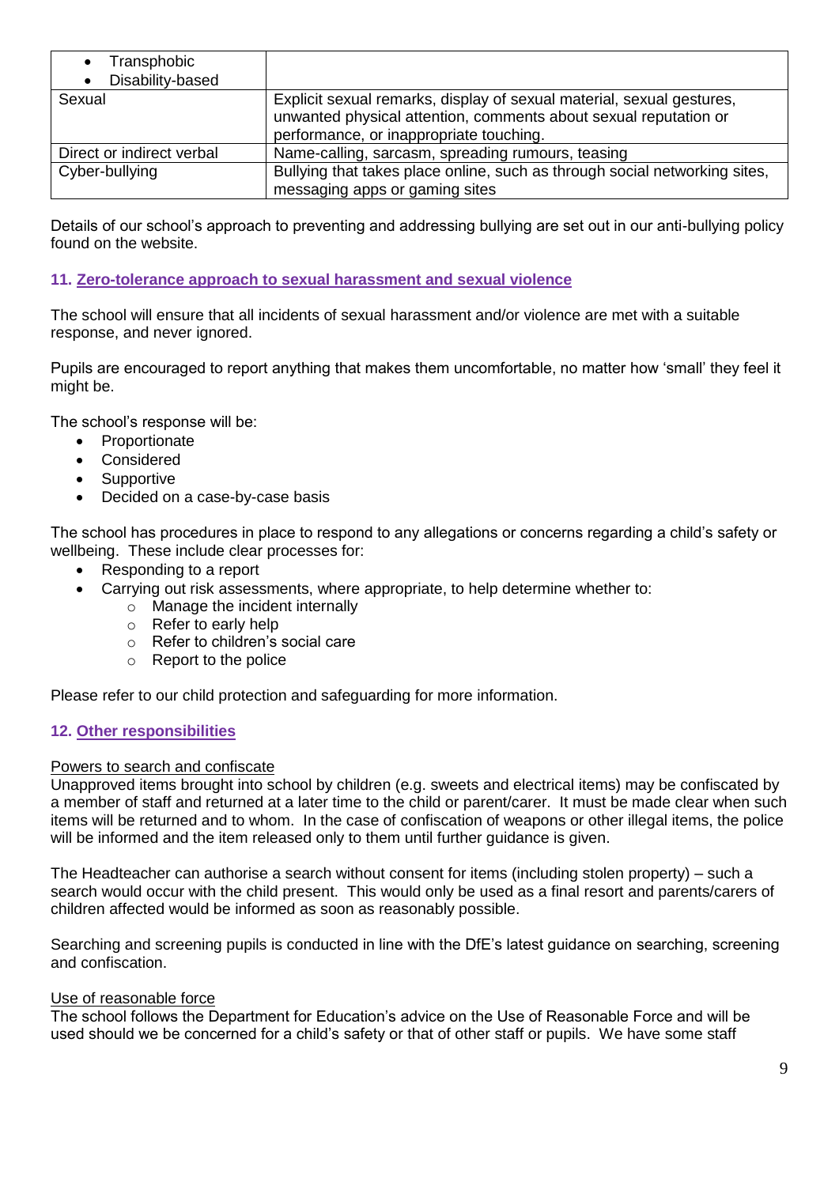| | |
|---|---|
| • Transphobic<br>• Disability-based | |
| Sexual | Explicit sexual remarks, display of sexual material, sexual gestures, unwanted physical attention, comments about sexual reputation or performance, or inappropriate touching. |
| Direct or indirect verbal | Name-calling, sarcasm, spreading rumours, teasing |
| Cyber-bullying | Bullying that takes place online, such as through social networking sites, messaging apps or gaming sites |

Details of our school's approach to preventing and addressing bullying are set out in our anti-bullying policy found on the website.

## 11. Zero-tolerance approach to sexual harassment and sexual violence

The school will ensure that all incidents of sexual harassment and/or violence are met with a suitable response, and never ignored.

Pupils are encouraged to report anything that makes them uncomfortable, no matter how 'small' they feel it might be.

The school's response will be:

- Proportionate
- Considered
- Supportive
- Decided on a case-by-case basis

The school has procedures in place to respond to any allegations or concerns regarding a child's safety or wellbeing. These include clear processes for:

- Responding to a report
- Carrying out risk assessments, where appropriate, to help determine whether to:
  - Manage the incident internally
  - Refer to early help
  - Refer to children's social care
  - Report to the police

Please refer to our child protection and safeguarding for more information.

## 12. Other responsibilities

Powers to search and confiscate

Unapproved items brought into school by children (e.g. sweets and electrical items) may be confiscated by a member of staff and returned at a later time to the child or parent/carer. It must be made clear when such items will be returned and to whom. In the case of confiscation of weapons or other illegal items, the police will be informed and the item released only to them until further guidance is given.

The Headteacher can authorise a search without consent for items (including stolen property) – such a search would occur with the child present. This would only be used as a final resort and parents/carers of children affected would be informed as soon as reasonably possible.

Searching and screening pupils is conducted in line with the DfE's latest guidance on searching, screening and confiscation.

Use of reasonable force

The school follows the Department for Education's advice on the Use of Reasonable Force and will be used should we be concerned for a child's safety or that of other staff or pupils. We have some staff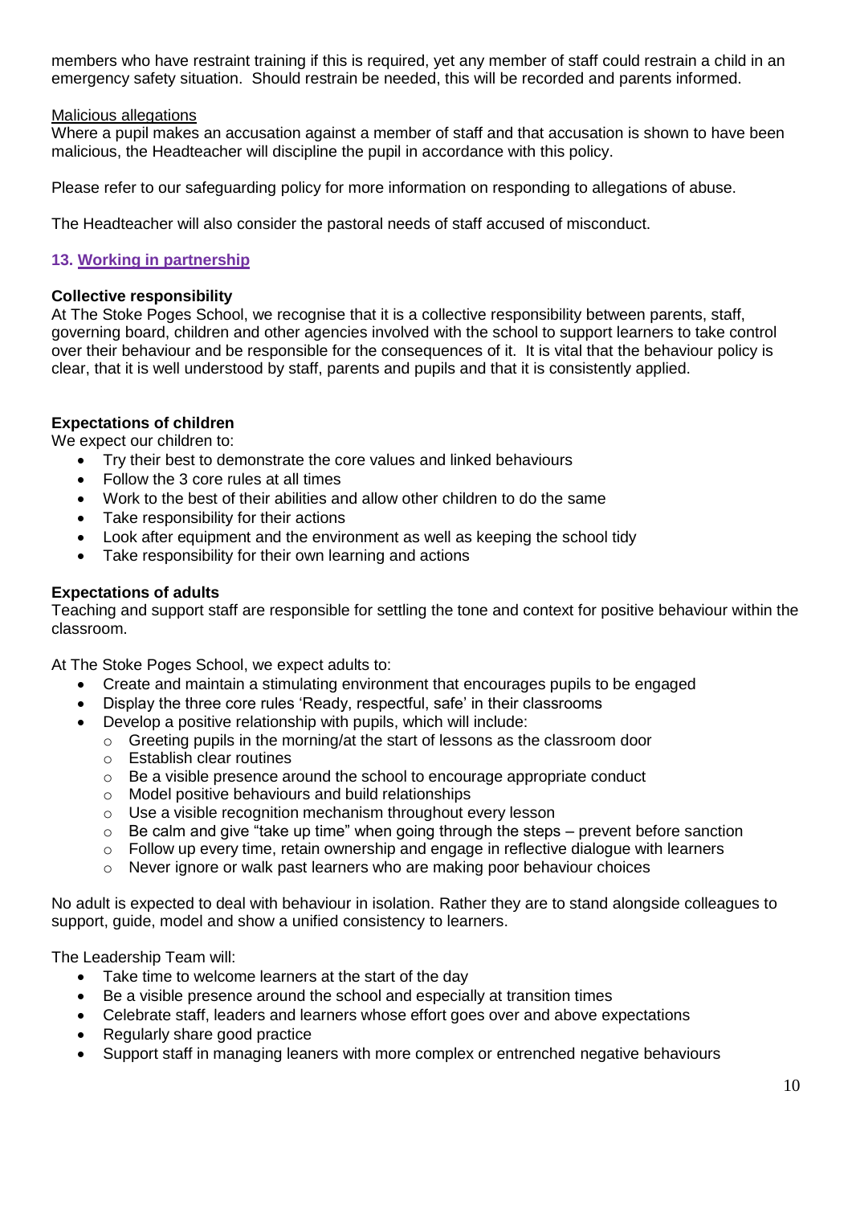members who have restraint training if this is required, yet any member of staff could restrain a child in an emergency safety situation. Should restrain be needed, this will be recorded and parents informed.

Malicious allegations

Where a pupil makes an accusation against a member of staff and that accusation is shown to have been malicious, the Headteacher will discipline the pupil in accordance with this policy.

Please refer to our safeguarding policy for more information on responding to allegations of abuse.

The Headteacher will also consider the pastoral needs of staff accused of misconduct.

## 13. Working in partnership

**Collective responsibility**

At The Stoke Poges School, we recognise that it is a collective responsibility between parents, staff, governing board, children and other agencies involved with the school to support learners to take control over their behaviour and be responsible for the consequences of it. It is vital that the behaviour policy is clear, that it is well understood by staff, parents and pupils and that it is consistently applied.

**Expectations of children**

We expect our children to:

- Try their best to demonstrate the core values and linked behaviours
- Follow the 3 core rules at all times
- Work to the best of their abilities and allow other children to do the same
- Take responsibility for their actions
- Look after equipment and the environment as well as keeping the school tidy
- Take responsibility for their own learning and actions

**Expectations of adults**

Teaching and support staff are responsible for settling the tone and context for positive behaviour within the classroom.

At The Stoke Poges School, we expect adults to:

- Create and maintain a stimulating environment that encourages pupils to be engaged
- Display the three core rules 'Ready, respectful, safe' in their classrooms
- Develop a positive relationship with pupils, which will include:
  - Greeting pupils in the morning/at the start of lessons as the classroom door
  - Establish clear routines
  - Be a visible presence around the school to encourage appropriate conduct
  - Model positive behaviours and build relationships
  - Use a visible recognition mechanism throughout every lesson
  - Be calm and give "take up time" when going through the steps – prevent before sanction
  - Follow up every time, retain ownership and engage in reflective dialogue with learners
  - Never ignore or walk past learners who are making poor behaviour choices

No adult is expected to deal with behaviour in isolation. Rather they are to stand alongside colleagues to support, guide, model and show a unified consistency to learners.

The Leadership Team will:

- Take time to welcome learners at the start of the day
- Be a visible presence around the school and especially at transition times
- Celebrate staff, leaders and learners whose effort goes over and above expectations
- Regularly share good practice
- Support staff in managing leaners with more complex or entrenched negative behaviours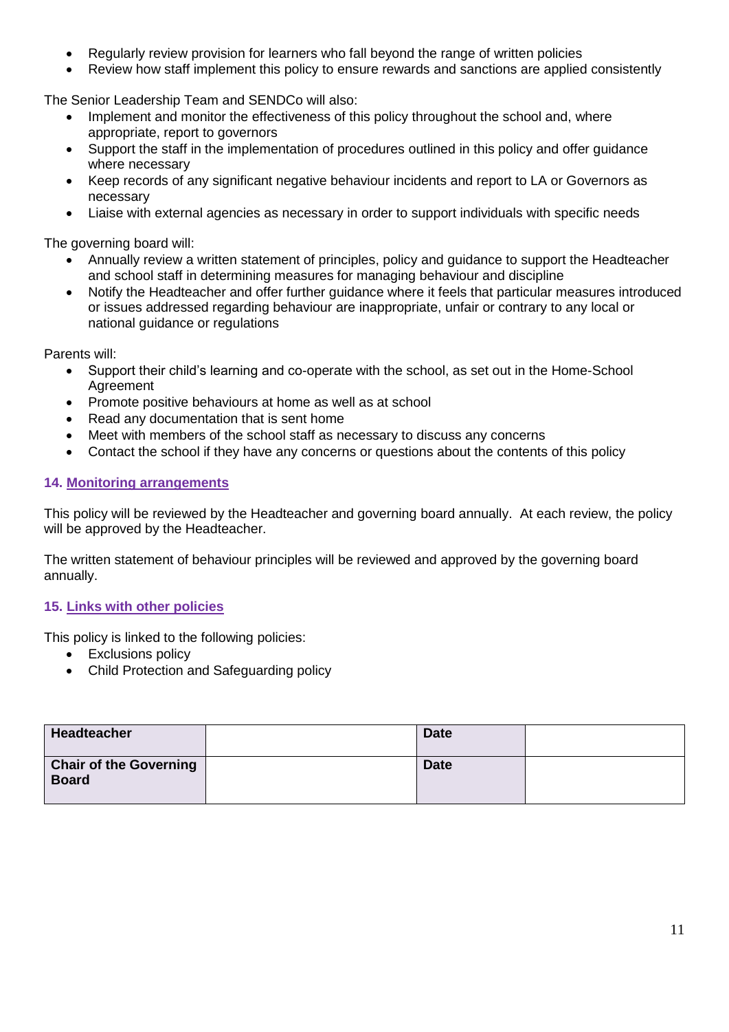- Regularly review provision for learners who fall beyond the range of written policies
- Review how staff implement this policy to ensure rewards and sanctions are applied consistently

The Senior Leadership Team and SENDCo will also:

- Implement and monitor the effectiveness of this policy throughout the school and, where appropriate, report to governors
- Support the staff in the implementation of procedures outlined in this policy and offer guidance where necessary
- Keep records of any significant negative behaviour incidents and report to LA or Governors as necessary
- Liaise with external agencies as necessary in order to support individuals with specific needs

The governing board will:

- Annually review a written statement of principles, policy and guidance to support the Headteacher and school staff in determining measures for managing behaviour and discipline
- Notify the Headteacher and offer further guidance where it feels that particular measures introduced or issues addressed regarding behaviour are inappropriate, unfair or contrary to any local or national guidance or regulations

Parents will:

- Support their child's learning and co-operate with the school, as set out in the Home-School Agreement
- Promote positive behaviours at home as well as at school
- Read any documentation that is sent home
- Meet with members of the school staff as necessary to discuss any concerns
- Contact the school if they have any concerns or questions about the contents of this policy

## 14. Monitoring arrangements

This policy will be reviewed by the Headteacher and governing board annually. At each review, the policy will be approved by the Headteacher.

The written statement of behaviour principles will be reviewed and approved by the governing board annually.

## 15. Links with other policies

This policy is linked to the following policies:

- Exclusions policy
- Child Protection and Safeguarding policy

| **Headteacher** | | **Date** | |
|---|---|---|---|
| **Chair of the Governing Board** | | **Date** | |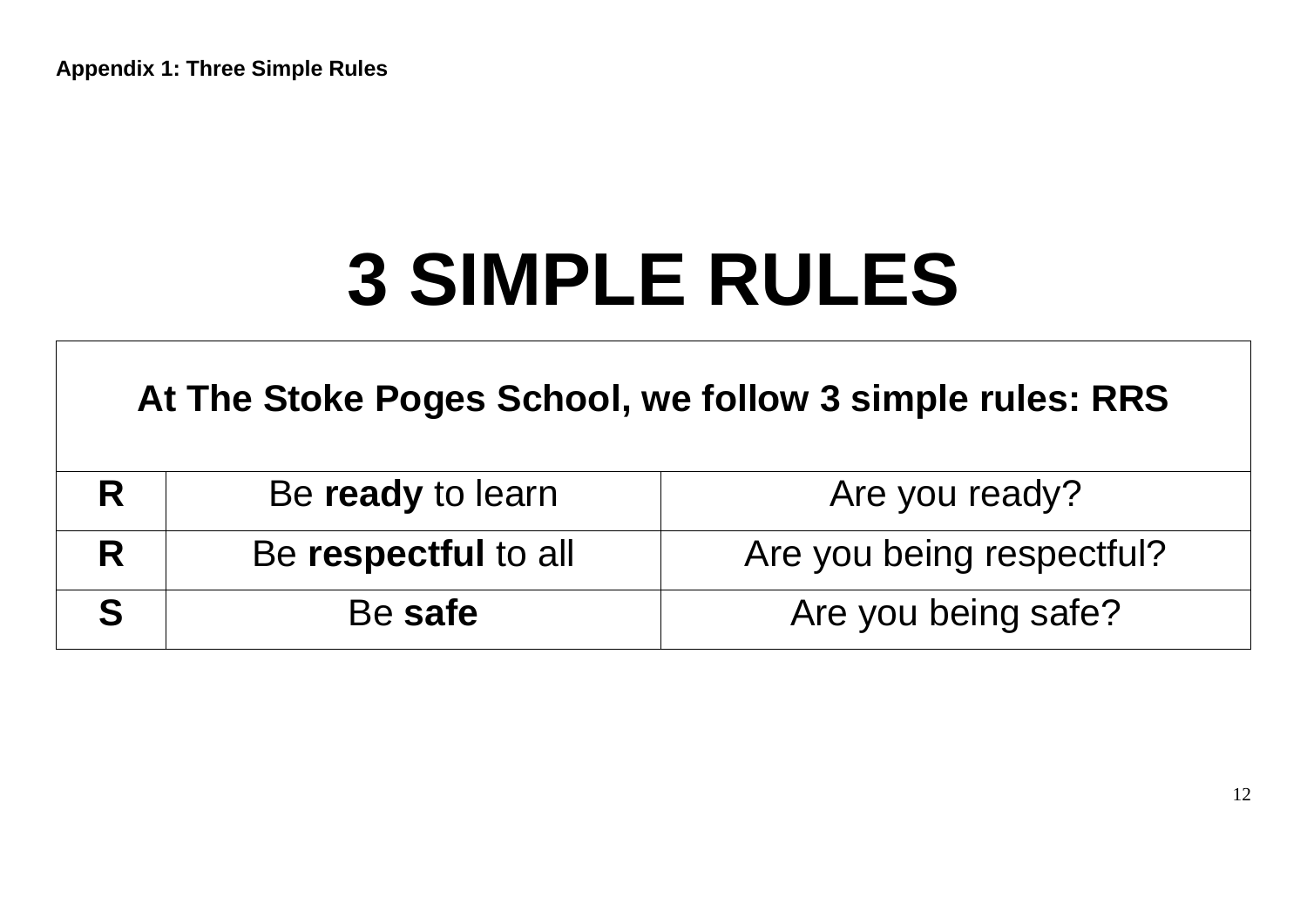**Appendix 1: Three Simple Rules**

# 3 SIMPLE RULES

| **At The Stoke Poges School, we follow 3 simple rules: RRS** | | |
|---|---|---|
| **R** | Be **ready** to learn | Are you ready? |
| **R** | Be **respectful** to all | Are you being respectful? |
| **S** | Be **safe** | Are you being safe? |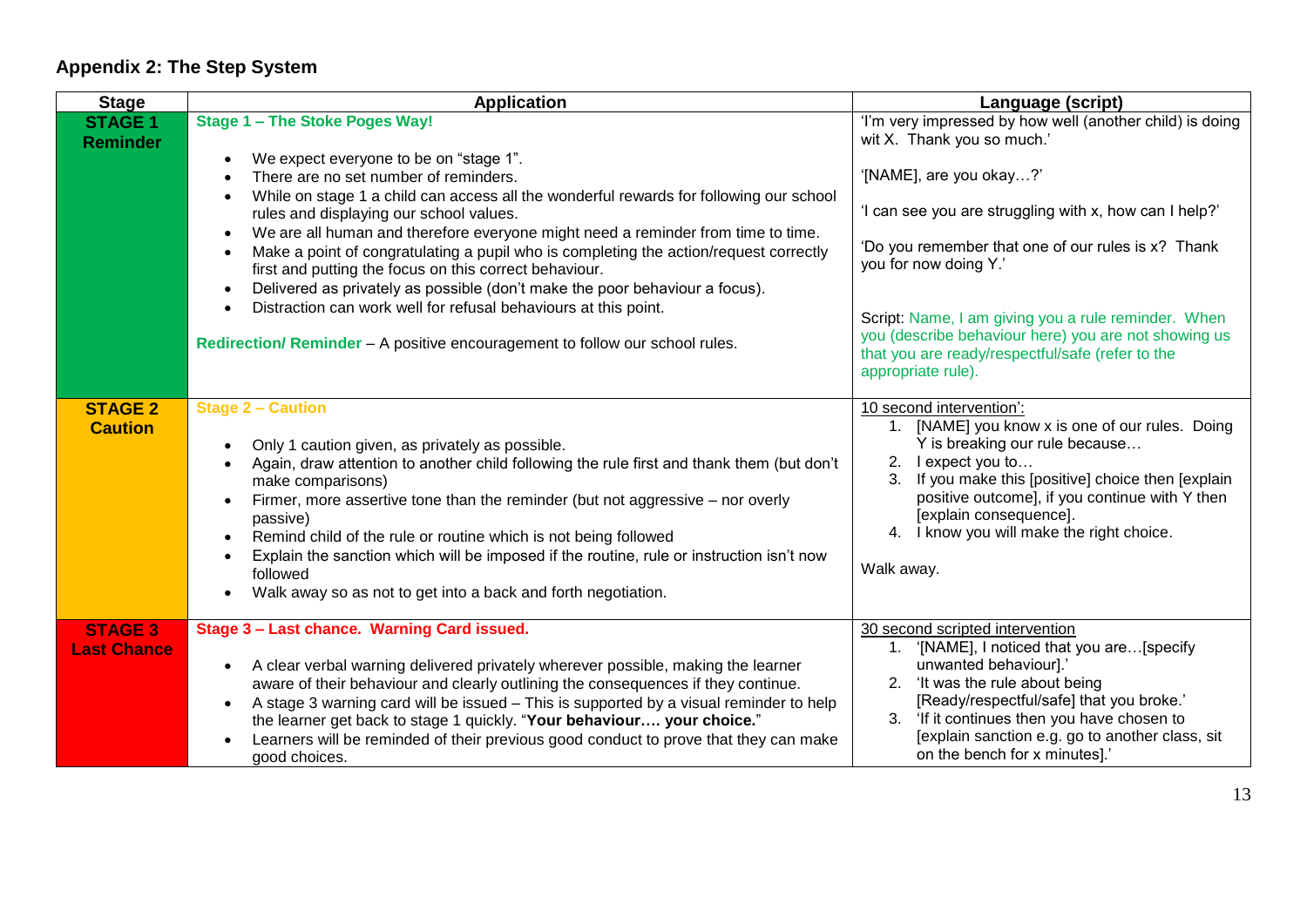## Appendix 2: The Step System

| Stage | Application | Language (script) |
|---|---|---|
| **STAGE 1 Reminder** | **Stage 1 – The Stoke Poges Way!**<br><br>• We expect everyone to be on "stage 1".<br>• There are no set number of reminders.<br>• While on stage 1 a child can access all the wonderful rewards for following our school rules and displaying our school values.<br>• We are all human and therefore everyone might need a reminder from time to time.<br>• Make a point of congratulating a pupil who is completing the action/request correctly first and putting the focus on this correct behaviour.<br>• Delivered as privately as possible (don't make the poor behaviour a focus).<br>• Distraction can work well for refusal behaviours at this point.<br><br>**Redirection/ Reminder** – A positive encouragement to follow our school rules. | 'I'm very impressed by how well (another child) is doing wit X. Thank you so much.'<br><br>'[NAME], are you okay…?'<br><br>'I can see you are struggling with x, how can I help?'<br><br>'Do you remember that one of our rules is x? Thank you for now doing Y.'<br><br>Script: Name, I am giving you a rule reminder. When you (describe behaviour here) you are not showing us that you are ready/respectful/safe (refer to the appropriate rule). |
| **STAGE 2 Caution** | **Stage 2 – Caution**<br><br>• Only 1 caution given, as privately as possible.<br>• Again, draw attention to another child following the rule first and thank them (but don't make comparisons)<br>• Firmer, more assertive tone than the reminder (but not aggressive – nor overly passive)<br>• Remind child of the rule or routine which is not being followed<br>• Explain the sanction which will be imposed if the routine, rule or instruction isn't now followed<br>• Walk away so as not to get into a back and forth negotiation. | 10 second intervention':<br>1. [NAME] you know x is one of our rules. Doing Y is breaking our rule because…<br>2. I expect you to…<br>3. If you make this [positive] choice then [explain positive outcome], if you continue with Y then [explain consequence].<br>4. I know you will make the right choice.<br><br>Walk away. |
| **STAGE 3 Last Chance** | **Stage 3 – Last chance. Warning Card issued.**<br><br>• A clear verbal warning delivered privately wherever possible, making the learner aware of their behaviour and clearly outlining the consequences if they continue.<br>• A stage 3 warning card will be issued – This is supported by a visual reminder to help the learner get back to stage 1 quickly. "**Your behaviour…. your choice.**"<br>• Learners will be reminded of their previous good conduct to prove that they can make good choices. | 30 second scripted intervention<br>1. '[NAME], I noticed that you are…[specify unwanted behaviour].'<br>2. 'It was the rule about being [Ready/respectful/safe] that you broke.'<br>3. 'If it continues then you have chosen to [explain sanction e.g. go to another class, sit on the bench for x minutes].' |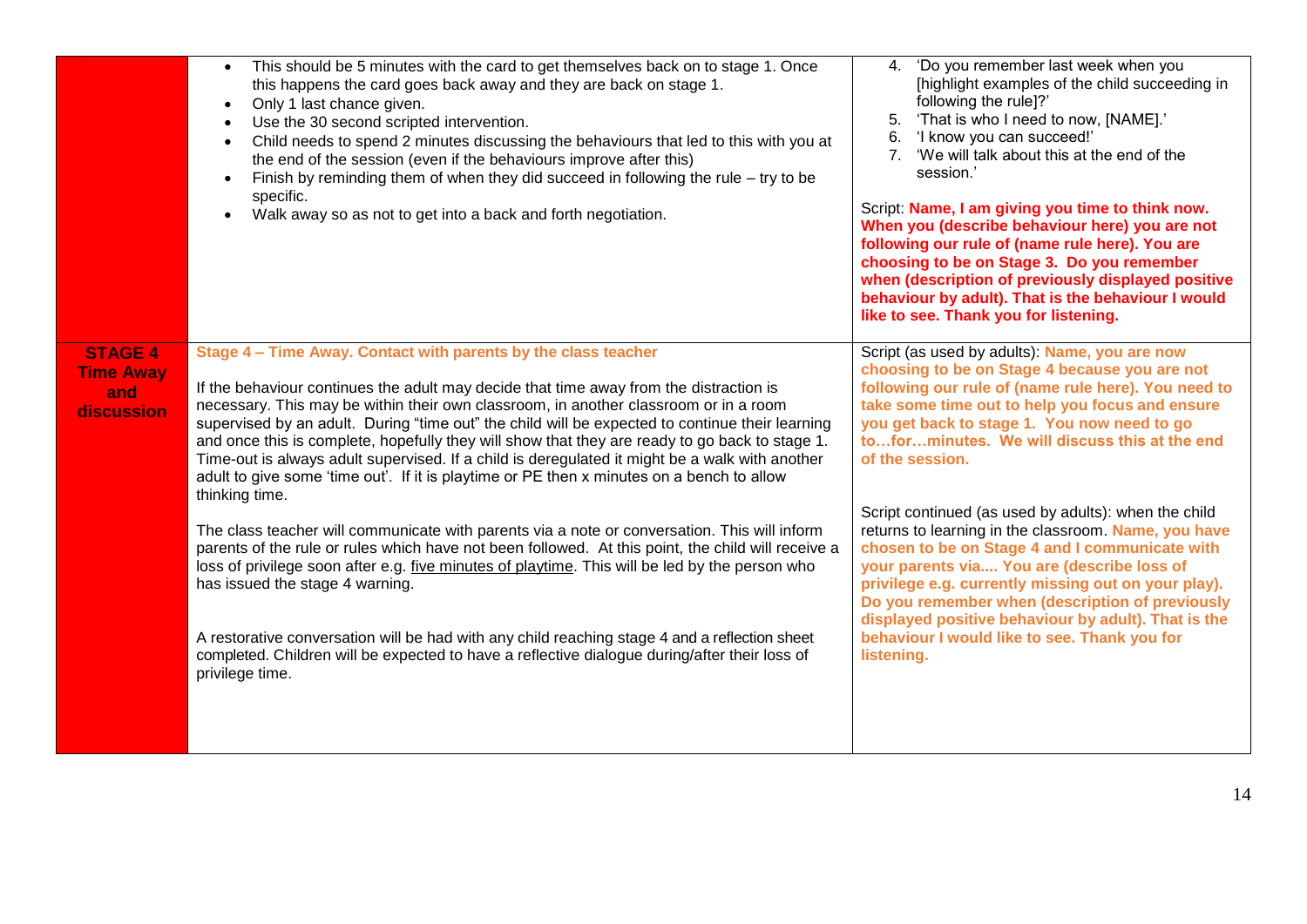| | | |
|---|---|---|
| | • This should be 5 minutes with the card to get themselves back on to stage 1. Once this happens the card goes back away and they are back on stage 1.<br>• Only 1 last chance given.<br>• Use the 30 second scripted intervention.<br>• Child needs to spend 2 minutes discussing the behaviours that led to this with you at the end of the session (even if the behaviours improve after this)<br>• Finish by reminding them of when they did succeed in following the rule – try to be specific.<br>• Walk away so as not to get into a back and forth negotiation. | 4. 'Do you remember last week when you [highlight examples of the child succeeding in following the rule]?'<br>5. 'That is who I need to now, [NAME].'<br>6. 'I know you can succeed!'<br>7. 'We will talk about this at the end of the session.'<br><br>Script: **Name, I am giving you time to think now. When you (describe behaviour here) you are not following our rule of (name rule here). You are choosing to be on Stage 3. Do you remember when (description of previously displayed positive behaviour by adult). That is the behaviour I would like to see. Thank you for listening.** |
| **STAGE 4 Time Away and discussion** | **Stage 4 – Time Away. Contact with parents by the class teacher**<br><br>If the behaviour continues the adult may decide that time away from the distraction is necessary. This may be within their own classroom, in another classroom or in a room supervised by an adult. During "time out" the child will be expected to continue their learning and once this is complete, hopefully they will show that they are ready to go back to stage 1. Time-out is always adult supervised. If a child is deregulated it might be a walk with another adult to give some 'time out'. If it is playtime or PE then x minutes on a bench to allow thinking time.<br><br>The class teacher will communicate with parents via a note or conversation. This will inform parents of the rule or rules which have not been followed. At this point, the child will receive a loss of privilege soon after e.g. <u>five minutes of playtime</u>. This will be led by the person who has issued the stage 4 warning.<br><br>A restorative conversation will be had with any child reaching stage 4 and a reflection sheet completed. Children will be expected to have a reflective dialogue during/after their loss of privilege time. | Script (as used by adults): **Name, you are now choosing to be on Stage 4 because you are not following our rule of (name rule here). You need to take some time out to help you focus and ensure you get back to stage 1. You now need to go to…for…minutes. We will discuss this at the end of the session.**<br><br>Script continued (as used by adults): when the child returns to learning in the classroom. **Name, you have chosen to be on Stage 4 and I communicate with your parents via.... You are (describe loss of privilege e.g. currently missing out on your play). Do you remember when (description of previously displayed positive behaviour by adult). That is the behaviour I would like to see. Thank you for listening.** |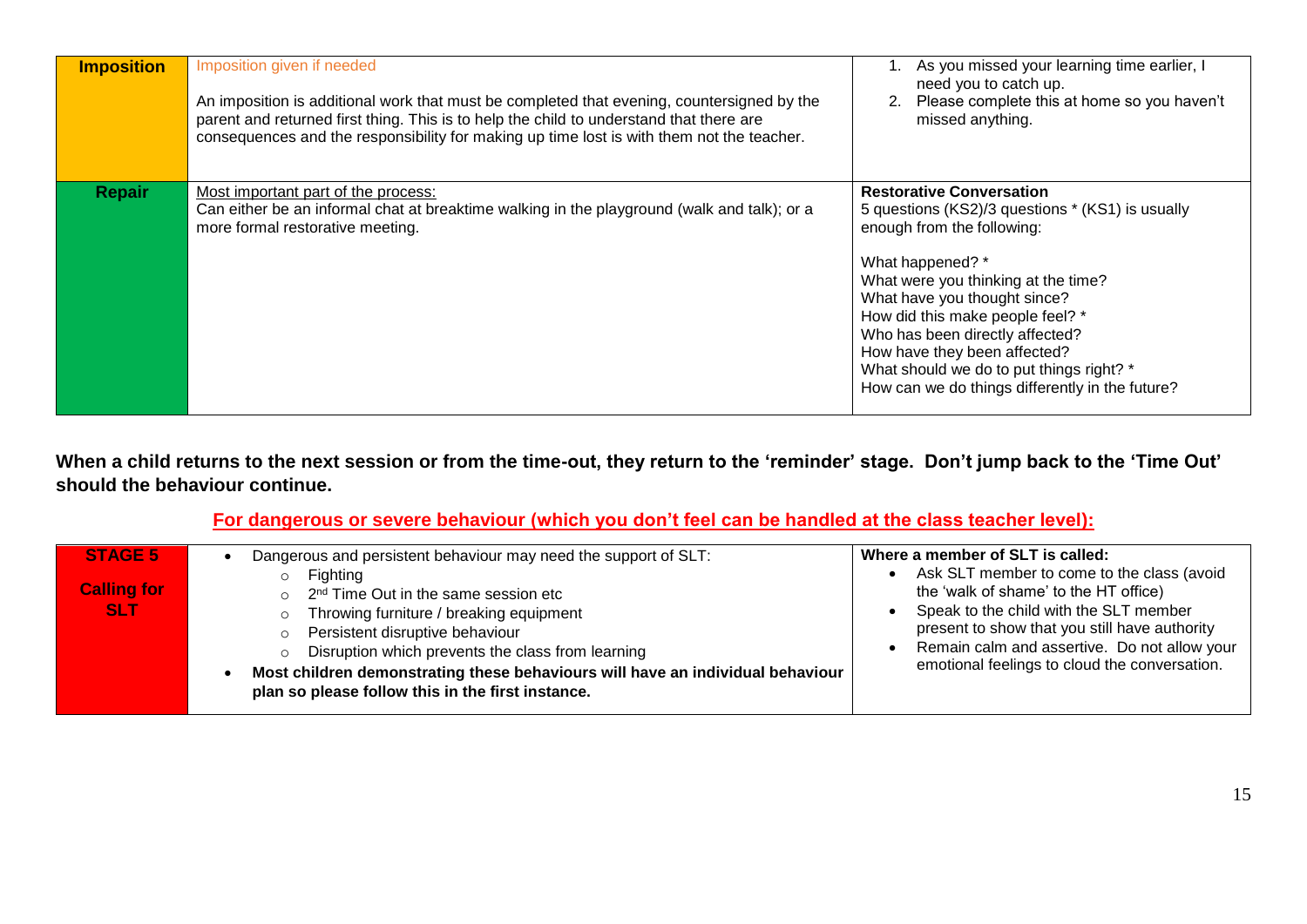| | | |
|---|---|---|
| **Imposition** | Imposition given if needed<br><br>An imposition is additional work that must be completed that evening, countersigned by the parent and returned first thing. This is to help the child to understand that there are consequences and the responsibility for making up time lost is with them not the teacher. | 1. As you missed your learning time earlier, I need you to catch up.<br>2. Please complete this at home so you haven't missed anything. |
| **Repair** | Most important part of the process:<br>Can either be an informal chat at breaktime walking in the playground (walk and talk); or a more formal restorative meeting. | **Restorative Conversation**<br>5 questions (KS2)/3 questions * (KS1) is usually enough from the following:<br><br>What happened? *<br>What were you thinking at the time?<br>What have you thought since?<br>How did this make people feel? *<br>Who has been directly affected?<br>How have they been affected?<br>What should we do to put things right? *<br>How can we do things differently in the future? |

**When a child returns to the next session or from the time-out, they return to the 'reminder' stage. Don't jump back to the 'Time Out' should the behaviour continue.**

**For dangerous or severe behaviour (which you don't feel can be handled at the class teacher level):**

| | | |
|---|---|---|
| **STAGE 5**<br><br>**Calling for SLT** | • Dangerous and persistent behaviour may need the support of SLT:<br>  ○ Fighting<br>  ○ 2nd Time Out in the same session etc<br>  ○ Throwing furniture / breaking equipment<br>  ○ Persistent disruptive behaviour<br>  ○ Disruption which prevents the class from learning<br>• **Most children demonstrating these behaviours will have an individual behaviour plan so please follow this in the first instance.** | **Where a member of SLT is called:**<br>• Ask SLT member to come to the class (avoid the 'walk of shame' to the HT office)<br>• Speak to the child with the SLT member present to show that you still have authority<br>• Remain calm and assertive. Do not allow your emotional feelings to cloud the conversation. |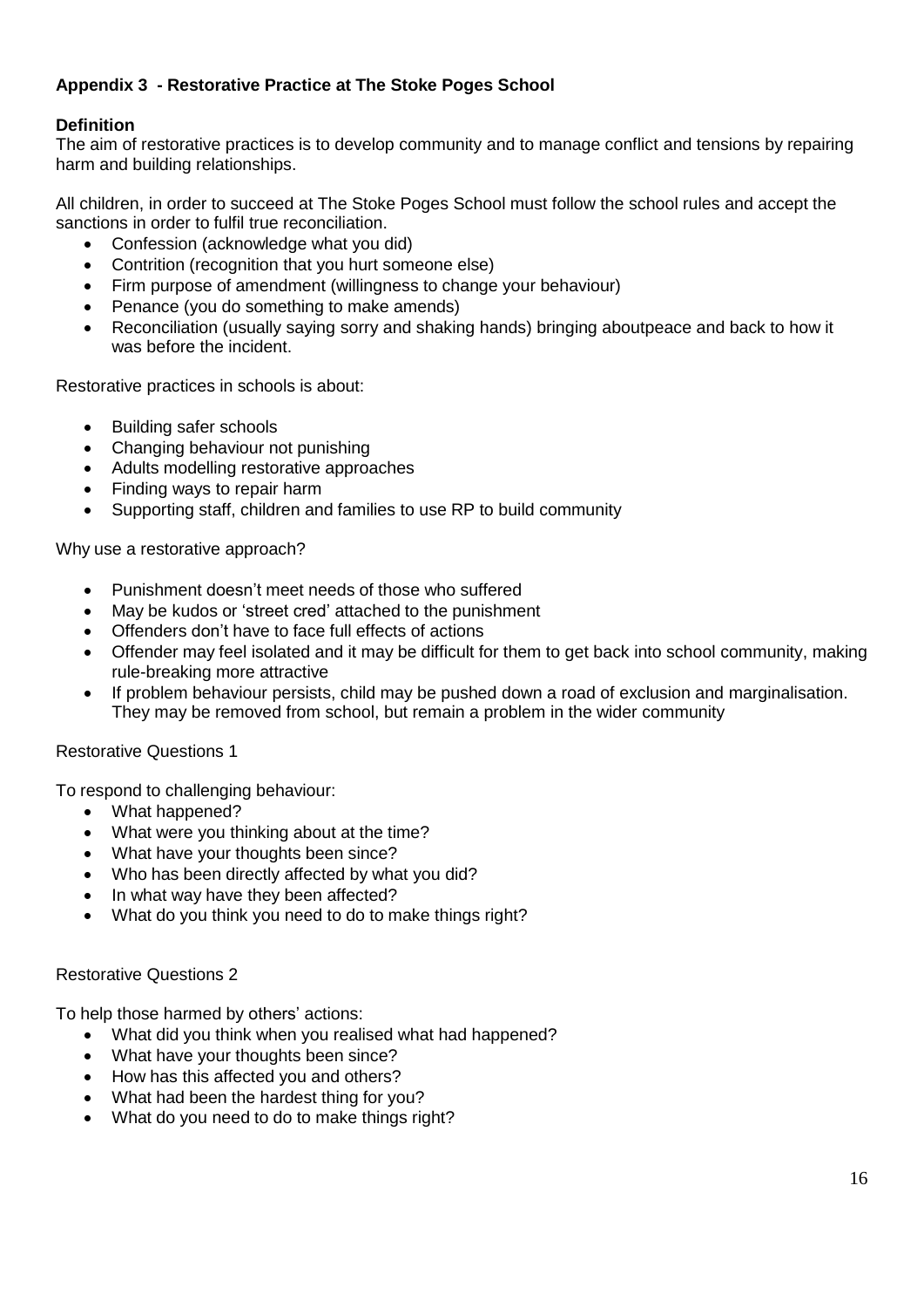**Appendix 3 - Restorative Practice at The Stoke Poges School**

**Definition**

The aim of restorative practices is to develop community and to manage conflict and tensions by repairing harm and building relationships.

All children, in order to succeed at The Stoke Poges School must follow the school rules and accept the sanctions in order to fulfil true reconciliation.

- Confession (acknowledge what you did)
- Contrition (recognition that you hurt someone else)
- Firm purpose of amendment (willingness to change your behaviour)
- Penance (you do something to make amends)
- Reconciliation (usually saying sorry and shaking hands) bringing aboutpeace and back to how it was before the incident.

Restorative practices in schools is about:

- Building safer schools
- Changing behaviour not punishing
- Adults modelling restorative approaches
- Finding ways to repair harm
- Supporting staff, children and families to use RP to build community

Why use a restorative approach?

- Punishment doesn't meet needs of those who suffered
- May be kudos or 'street cred' attached to the punishment
- Offenders don't have to face full effects of actions
- Offender may feel isolated and it may be difficult for them to get back into school community, making rule-breaking more attractive
- If problem behaviour persists, child may be pushed down a road of exclusion and marginalisation. They may be removed from school, but remain a problem in the wider community

Restorative Questions 1

To respond to challenging behaviour:

- What happened?
- What were you thinking about at the time?
- What have your thoughts been since?
- Who has been directly affected by what you did?
- In what way have they been affected?
- What do you think you need to do to make things right?

Restorative Questions 2

To help those harmed by others' actions:

- What did you think when you realised what had happened?
- What have your thoughts been since?
- How has this affected you and others?
- What had been the hardest thing for you?
- What do you need to do to make things right?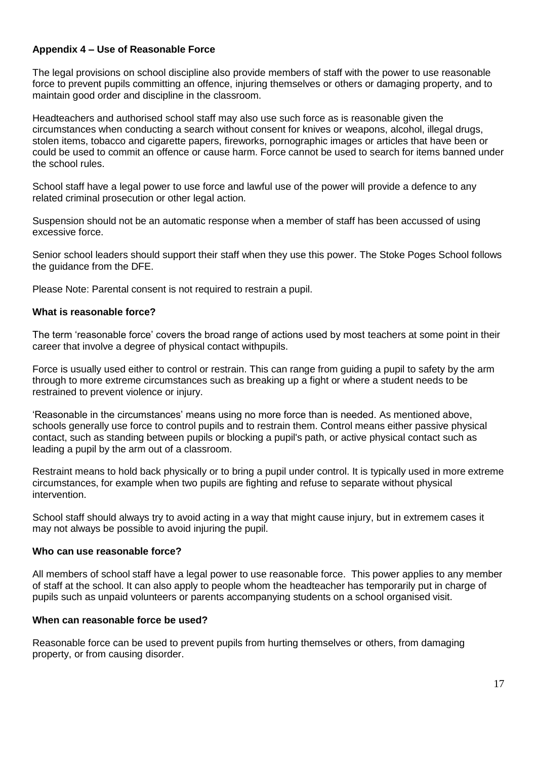**Appendix 4 – Use of Reasonable Force**

The legal provisions on school discipline also provide members of staff with the power to use reasonable force to prevent pupils committing an offence, injuring themselves or others or damaging property, and to maintain good order and discipline in the classroom.

Headteachers and authorised school staff may also use such force as is reasonable given the circumstances when conducting a search without consent for knives or weapons, alcohol, illegal drugs, stolen items, tobacco and cigarette papers, fireworks, pornographic images or articles that have been or could be used to commit an offence or cause harm. Force cannot be used to search for items banned under the school rules.

School staff have a legal power to use force and lawful use of the power will provide a defence to any related criminal prosecution or other legal action.

Suspension should not be an automatic response when a member of staff has been accussed of using excessive force.

Senior school leaders should support their staff when they use this power. The Stoke Poges School follows the guidance from the DFE.

Please Note: Parental consent is not required to restrain a pupil.

**What is reasonable force?**

The term 'reasonable force' covers the broad range of actions used by most teachers at some point in their career that involve a degree of physical contact withpupils.

Force is usually used either to control or restrain. This can range from guiding a pupil to safety by the arm through to more extreme circumstances such as breaking up a fight or where a student needs to be restrained to prevent violence or injury.

'Reasonable in the circumstances' means using no more force than is needed. As mentioned above, schools generally use force to control pupils and to restrain them. Control means either passive physical contact, such as standing between pupils or blocking a pupil's path, or active physical contact such as leading a pupil by the arm out of a classroom.

Restraint means to hold back physically or to bring a pupil under control. It is typically used in more extreme circumstances, for example when two pupils are fighting and refuse to separate without physical intervention.

School staff should always try to avoid acting in a way that might cause injury, but in extremem cases it may not always be possible to avoid injuring the pupil.

**Who can use reasonable force?**

All members of school staff have a legal power to use reasonable force. This power applies to any member of staff at the school. It can also apply to people whom the headteacher has temporarily put in charge of pupils such as unpaid volunteers or parents accompanying students on a school organised visit.

**When can reasonable force be used?**

Reasonable force can be used to prevent pupils from hurting themselves or others, from damaging property, or from causing disorder.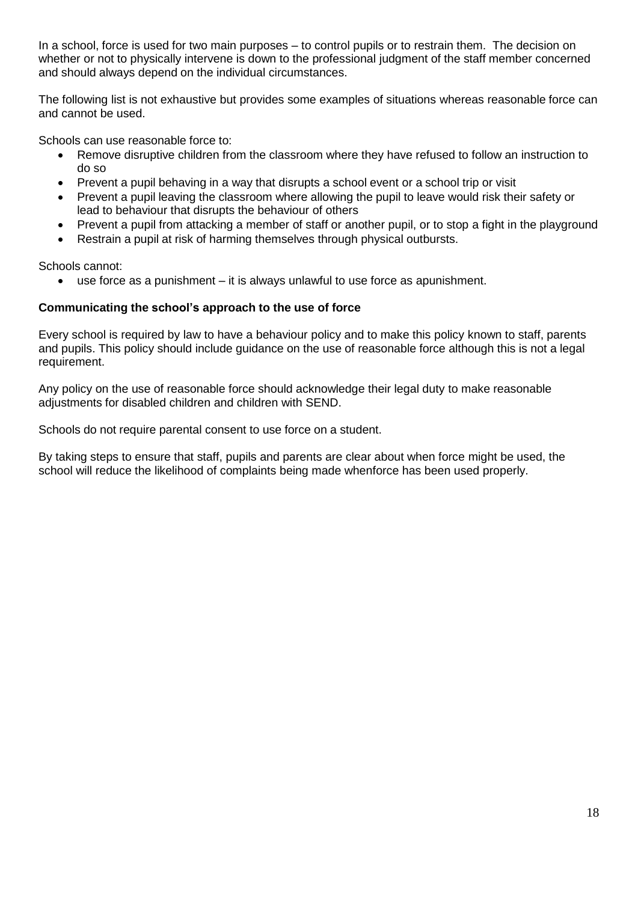In a school, force is used for two main purposes – to control pupils or to restrain them. The decision on whether or not to physically intervene is down to the professional judgment of the staff member concerned and should always depend on the individual circumstances.

The following list is not exhaustive but provides some examples of situations whereas reasonable force can and cannot be used.

Schools can use reasonable force to:

- Remove disruptive children from the classroom where they have refused to follow an instruction to do so
- Prevent a pupil behaving in a way that disrupts a school event or a school trip or visit
- Prevent a pupil leaving the classroom where allowing the pupil to leave would risk their safety or lead to behaviour that disrupts the behaviour of others
- Prevent a pupil from attacking a member of staff or another pupil, or to stop a fight in the playground
- Restrain a pupil at risk of harming themselves through physical outbursts.

Schools cannot:

- use force as a punishment – it is always unlawful to use force as apunishment.

**Communicating the school's approach to the use of force**

Every school is required by law to have a behaviour policy and to make this policy known to staff, parents and pupils. This policy should include guidance on the use of reasonable force although this is not a legal requirement.

Any policy on the use of reasonable force should acknowledge their legal duty to make reasonable adjustments for disabled children and children with SEND.

Schools do not require parental consent to use force on a student.

By taking steps to ensure that staff, pupils and parents are clear about when force might be used, the school will reduce the likelihood of complaints being made whenforce has been used properly.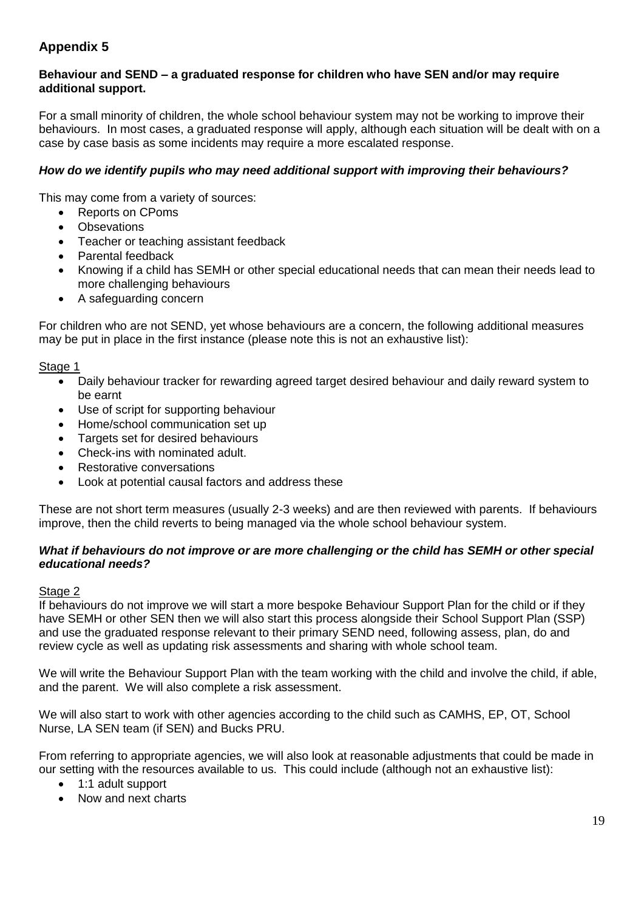## Appendix 5

**Behaviour and SEND – a graduated response for children who have SEN and/or may require additional support.**

For a small minority of children, the whole school behaviour system may not be working to improve their behaviours. In most cases, a graduated response will apply, although each situation will be dealt with on a case by case basis as some incidents may require a more escalated response.

***How do we identify pupils who may need additional support with improving their behaviours?***

This may come from a variety of sources:

- Reports on CPoms
- Obsevations
- Teacher or teaching assistant feedback
- Parental feedback
- Knowing if a child has SEMH or other special educational needs that can mean their needs lead to more challenging behaviours
- A safeguarding concern

For children who are not SEND, yet whose behaviours are a concern, the following additional measures may be put in place in the first instance (please note this is not an exhaustive list):

Stage 1

- Daily behaviour tracker for rewarding agreed target desired behaviour and daily reward system to be earnt
- Use of script for supporting behaviour
- Home/school communication set up
- Targets set for desired behaviours
- Check-ins with nominated adult.
- Restorative conversations
- Look at potential causal factors and address these

These are not short term measures (usually 2-3 weeks) and are then reviewed with parents. If behaviours improve, then the child reverts to being managed via the whole school behaviour system.

***What if behaviours do not improve or are more challenging or the child has SEMH or other special educational needs?***

Stage 2

If behaviours do not improve we will start a more bespoke Behaviour Support Plan for the child or if they have SEMH or other SEN then we will also start this process alongside their School Support Plan (SSP) and use the graduated response relevant to their primary SEND need, following assess, plan, do and review cycle as well as updating risk assessments and sharing with whole school team.

We will write the Behaviour Support Plan with the team working with the child and involve the child, if able, and the parent. We will also complete a risk assessment.

We will also start to work with other agencies according to the child such as CAMHS, EP, OT, School Nurse, LA SEN team (if SEN) and Bucks PRU.

From referring to appropriate agencies, we will also look at reasonable adjustments that could be made in our setting with the resources available to us. This could include (although not an exhaustive list):

- 1:1 adult support
- Now and next charts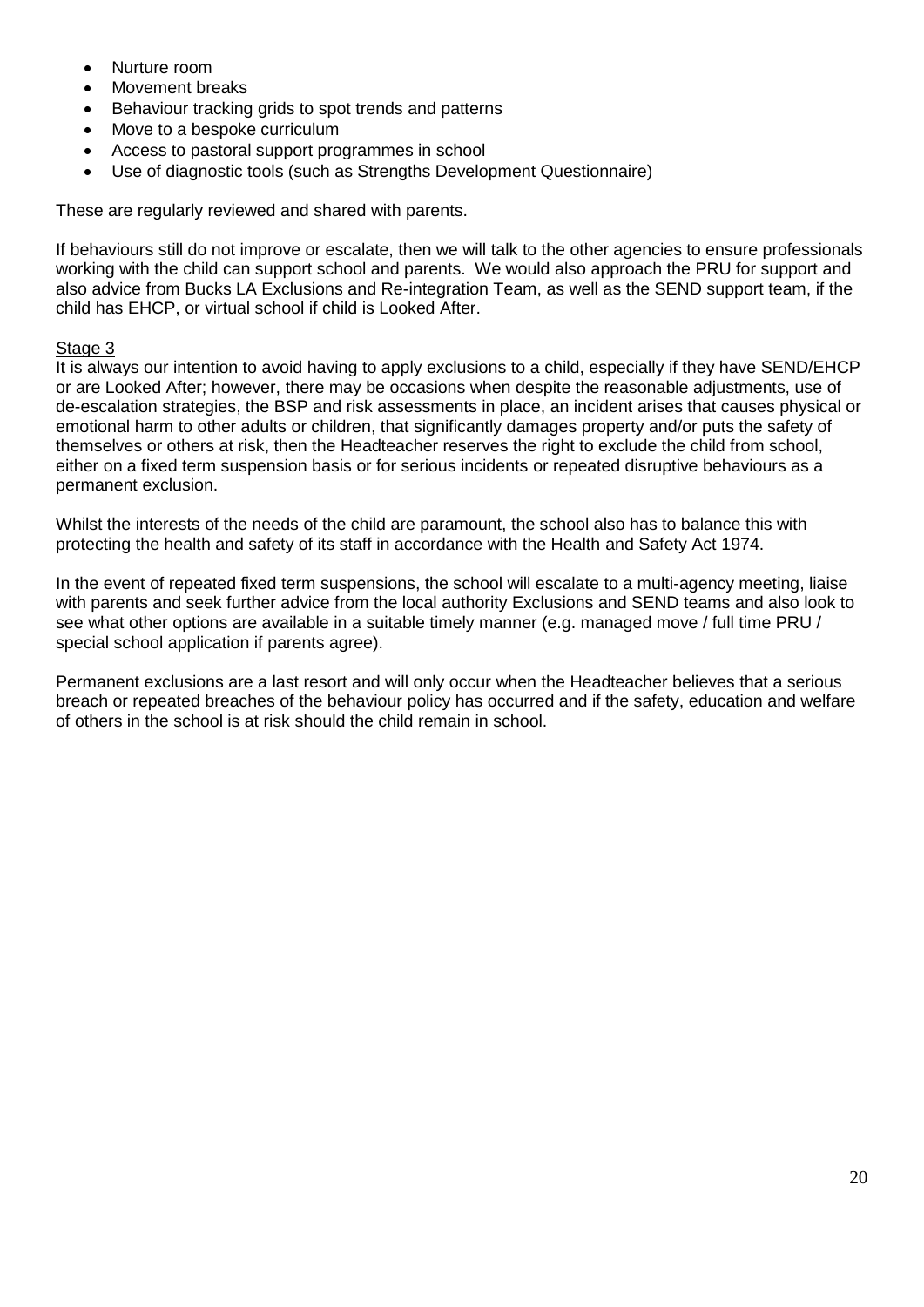- Nurture room
- Movement breaks
- Behaviour tracking grids to spot trends and patterns
- Move to a bespoke curriculum
- Access to pastoral support programmes in school
- Use of diagnostic tools (such as Strengths Development Questionnaire)

These are regularly reviewed and shared with parents.

If behaviours still do not improve or escalate, then we will talk to the other agencies to ensure professionals working with the child can support school and parents. We would also approach the PRU for support and also advice from Bucks LA Exclusions and Re-integration Team, as well as the SEND support team, if the child has EHCP, or virtual school if child is Looked After.

Stage 3

It is always our intention to avoid having to apply exclusions to a child, especially if they have SEND/EHCP or are Looked After; however, there may be occasions when despite the reasonable adjustments, use of de-escalation strategies, the BSP and risk assessments in place, an incident arises that causes physical or emotional harm to other adults or children, that significantly damages property and/or puts the safety of themselves or others at risk, then the Headteacher reserves the right to exclude the child from school, either on a fixed term suspension basis or for serious incidents or repeated disruptive behaviours as a permanent exclusion.

Whilst the interests of the needs of the child are paramount, the school also has to balance this with protecting the health and safety of its staff in accordance with the Health and Safety Act 1974.

In the event of repeated fixed term suspensions, the school will escalate to a multi-agency meeting, liaise with parents and seek further advice from the local authority Exclusions and SEND teams and also look to see what other options are available in a suitable timely manner (e.g. managed move / full time PRU / special school application if parents agree).

Permanent exclusions are a last resort and will only occur when the Headteacher believes that a serious breach or repeated breaches of the behaviour policy has occurred and if the safety, education and welfare of others in the school is at risk should the child remain in school.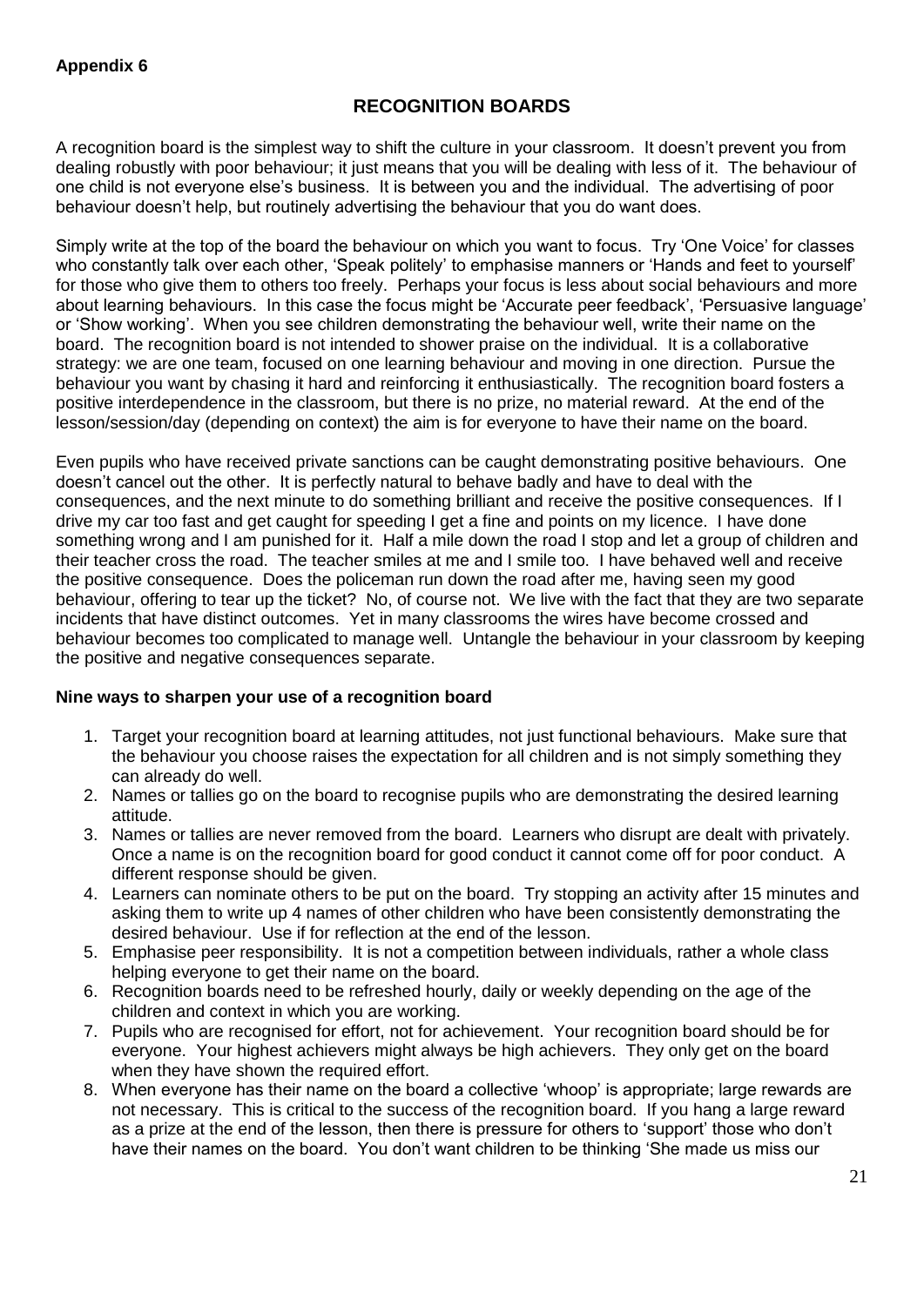**Appendix 6**

## RECOGNITION BOARDS

A recognition board is the simplest way to shift the culture in your classroom. It doesn't prevent you from dealing robustly with poor behaviour; it just means that you will be dealing with less of it. The behaviour of one child is not everyone else's business. It is between you and the individual. The advertising of poor behaviour doesn't help, but routinely advertising the behaviour that you do want does.

Simply write at the top of the board the behaviour on which you want to focus. Try 'One Voice' for classes who constantly talk over each other, 'Speak politely' to emphasise manners or 'Hands and feet to yourself' for those who give them to others too freely. Perhaps your focus is less about social behaviours and more about learning behaviours. In this case the focus might be 'Accurate peer feedback', 'Persuasive language' or 'Show working'. When you see children demonstrating the behaviour well, write their name on the board. The recognition board is not intended to shower praise on the individual. It is a collaborative strategy: we are one team, focused on one learning behaviour and moving in one direction. Pursue the behaviour you want by chasing it hard and reinforcing it enthusiastically. The recognition board fosters a positive interdependence in the classroom, but there is no prize, no material reward. At the end of the lesson/session/day (depending on context) the aim is for everyone to have their name on the board.

Even pupils who have received private sanctions can be caught demonstrating positive behaviours. One doesn't cancel out the other. It is perfectly natural to behave badly and have to deal with the consequences, and the next minute to do something brilliant and receive the positive consequences. If I drive my car too fast and get caught for speeding I get a fine and points on my licence. I have done something wrong and I am punished for it. Half a mile down the road I stop and let a group of children and their teacher cross the road. The teacher smiles at me and I smile too. I have behaved well and receive the positive consequence. Does the policeman run down the road after me, having seen my good behaviour, offering to tear up the ticket? No, of course not. We live with the fact that they are two separate incidents that have distinct outcomes. Yet in many classrooms the wires have become crossed and behaviour becomes too complicated to manage well. Untangle the behaviour in your classroom by keeping the positive and negative consequences separate.

**Nine ways to sharpen your use of a recognition board**

1. Target your recognition board at learning attitudes, not just functional behaviours. Make sure that the behaviour you choose raises the expectation for all children and is not simply something they can already do well.
2. Names or tallies go on the board to recognise pupils who are demonstrating the desired learning attitude.
3. Names or tallies are never removed from the board. Learners who disrupt are dealt with privately. Once a name is on the recognition board for good conduct it cannot come off for poor conduct. A different response should be given.
4. Learners can nominate others to be put on the board. Try stopping an activity after 15 minutes and asking them to write up 4 names of other children who have been consistently demonstrating the desired behaviour. Use if for reflection at the end of the lesson.
5. Emphasise peer responsibility. It is not a competition between individuals, rather a whole class helping everyone to get their name on the board.
6. Recognition boards need to be refreshed hourly, daily or weekly depending on the age of the children and context in which you are working.
7. Pupils who are recognised for effort, not for achievement. Your recognition board should be for everyone. Your highest achievers might always be high achievers. They only get on the board when they have shown the required effort.
8. When everyone has their name on the board a collective 'whoop' is appropriate; large rewards are not necessary. This is critical to the success of the recognition board. If you hang a large reward as a prize at the end of the lesson, then there is pressure for others to 'support' those who don't have their names on the board. You don't want children to be thinking 'She made us miss our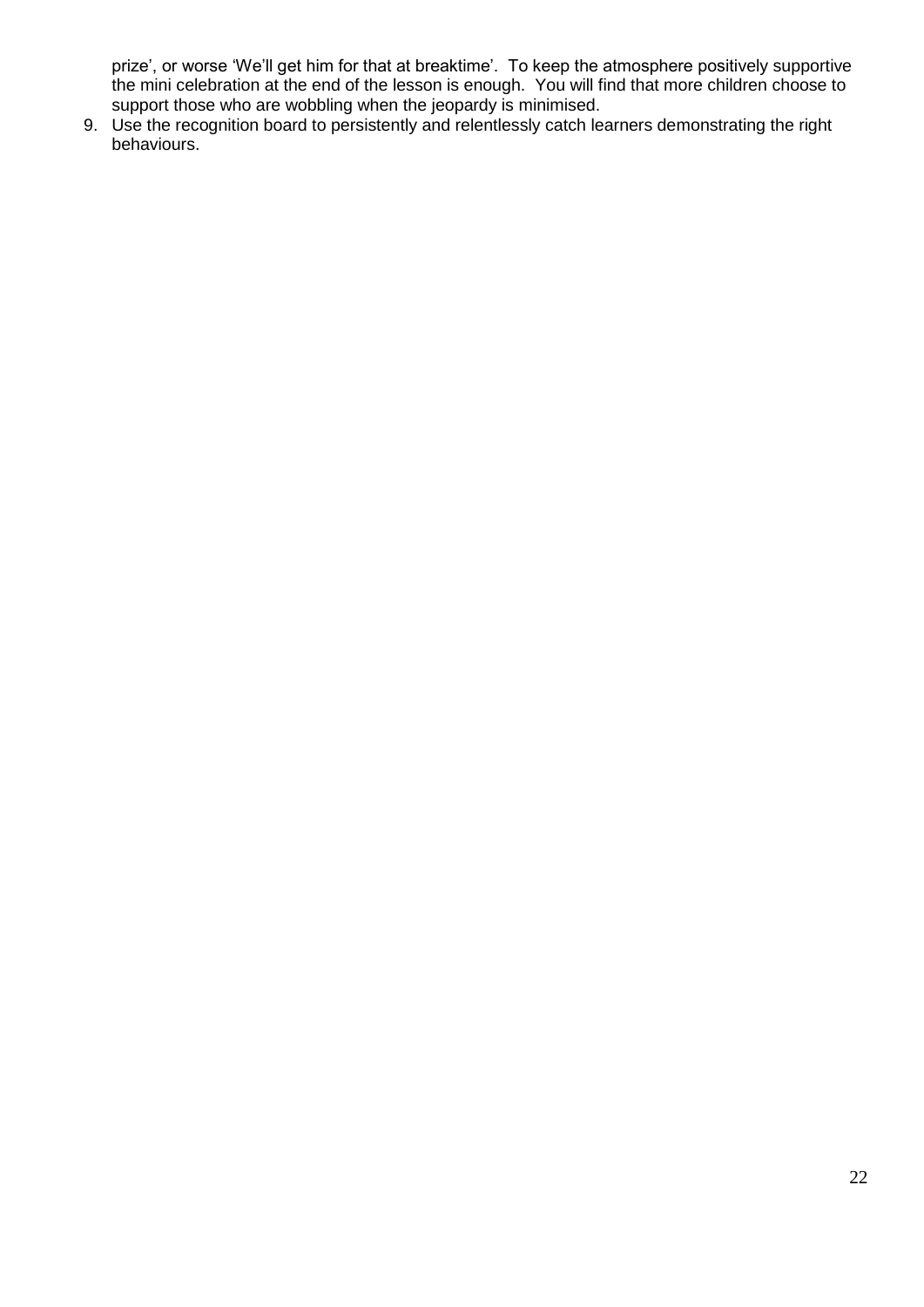prize', or worse 'We'll get him for that at breaktime'. To keep the atmosphere positively supportive the mini celebration at the end of the lesson is enough. You will find that more children choose to support those who are wobbling when the jeopardy is minimised.

9. Use the recognition board to persistently and relentlessly catch learners demonstrating the right behaviours.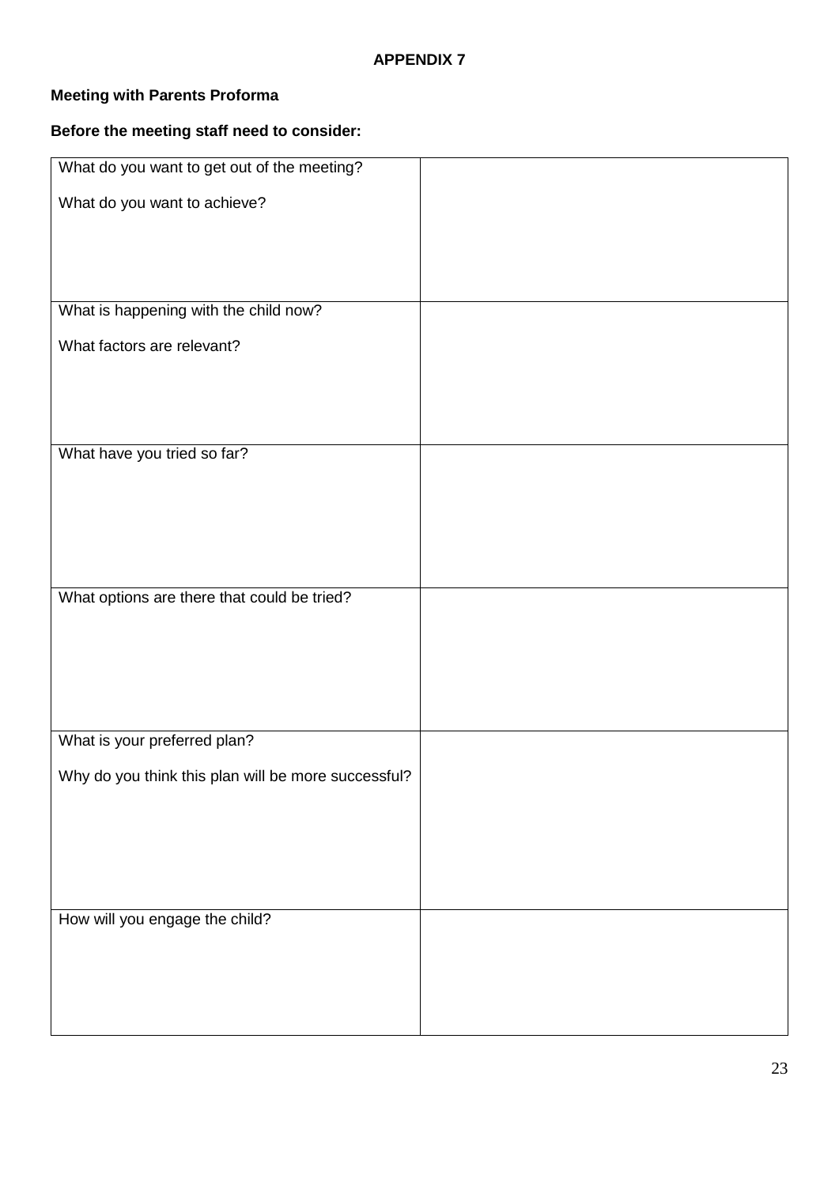# APPENDIX 7

**Meeting with Parents Proforma**

**Before the meeting staff need to consider:**

| | |
|---|---|
| What do you want to get out of the meeting?<br><br>What do you want to achieve? | |
| What is happening with the child now?<br><br>What factors are relevant? | |
| What have you tried so far? | |
| What options are there that could be tried? | |
| What is your preferred plan?<br><br>Why do you think this plan will be more successful? | |
| How will you engage the child? | |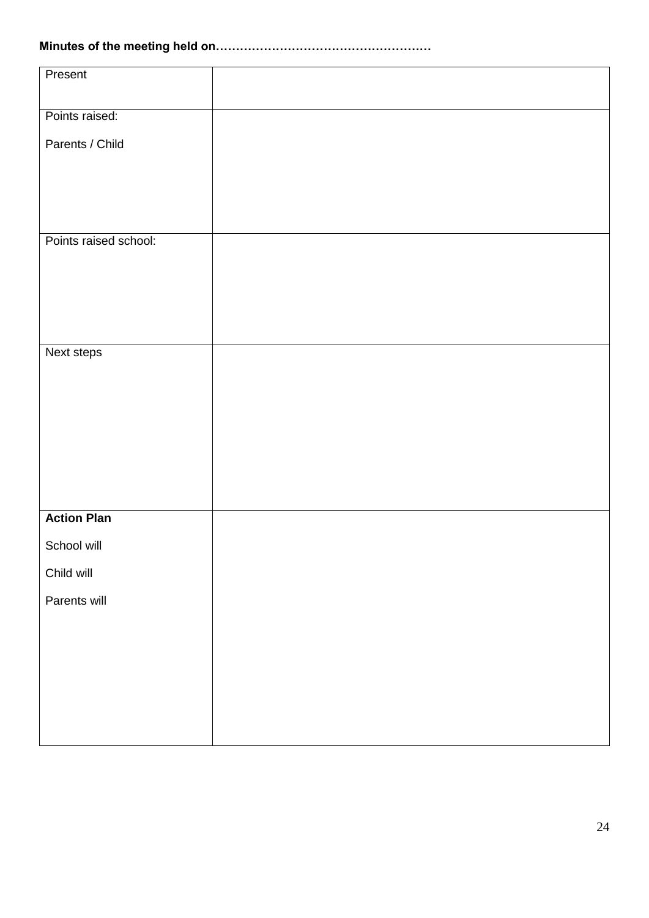**Minutes of the meeting held on………………………………………………**

| | |
|---|---|
| Present | |
| Points raised:<br><br>Parents / Child | |
| Points raised school: | |
| Next steps | |
| **Action Plan**<br><br>School will<br><br>Child will<br><br>Parents will | |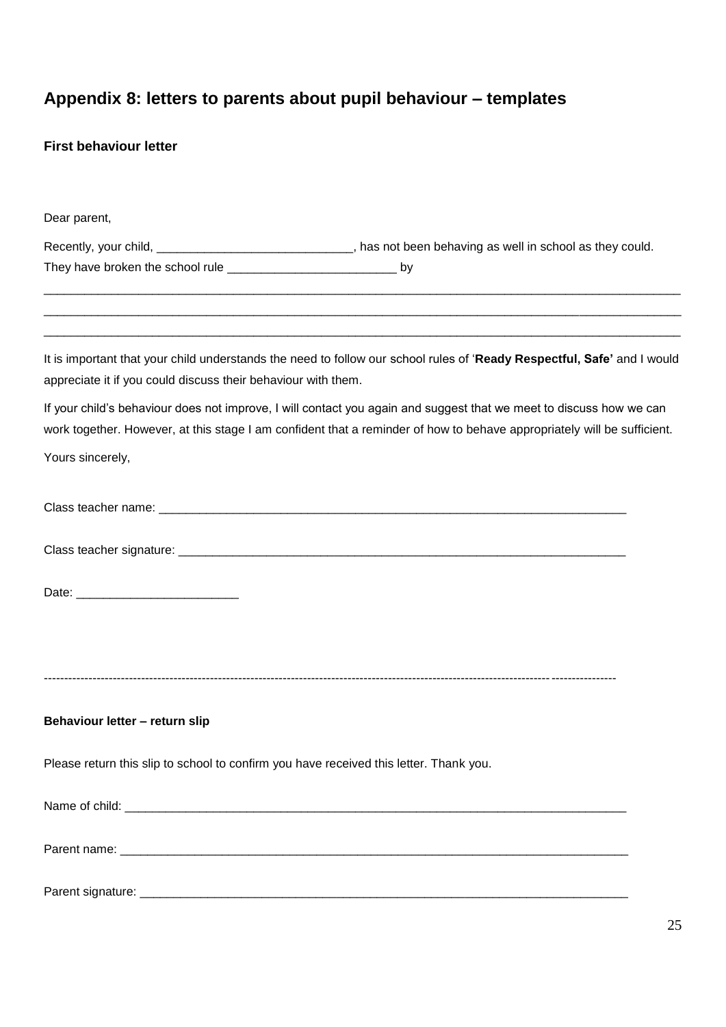# Appendix 8: letters to parents about pupil behaviour – templates

### First behaviour letter

Dear parent,

Recently, your child, _____________________________, has not been behaving as well in school as they could. They have broken the school rule _________________________ by

_____________________________________________________________________________________________

_____________________________________________________________________________________________

_____________________________________________________________________________________________

It is important that your child understands the need to follow our school rules of '**Ready Respectful, Safe'** and I would appreciate it if you could discuss their behaviour with them.

If your child's behaviour does not improve, I will contact you again and suggest that we meet to discuss how we can work together. However, at this stage I am confident that a reminder of how to behave appropriately will be sufficient.

Yours sincerely,

Class teacher name: ________________________________________________________________________

Class teacher signature: _____________________________________________________________________

Date: ________________________

-------------------------------------------------------------------------------------------------------------------------------------------

### Behaviour letter – return slip

Please return this slip to school to confirm you have received this letter. Thank you.

Name of child: ___________________________________________________________________________

Parent name: ____________________________________________________________________________

Parent signature: _________________________________________________________________________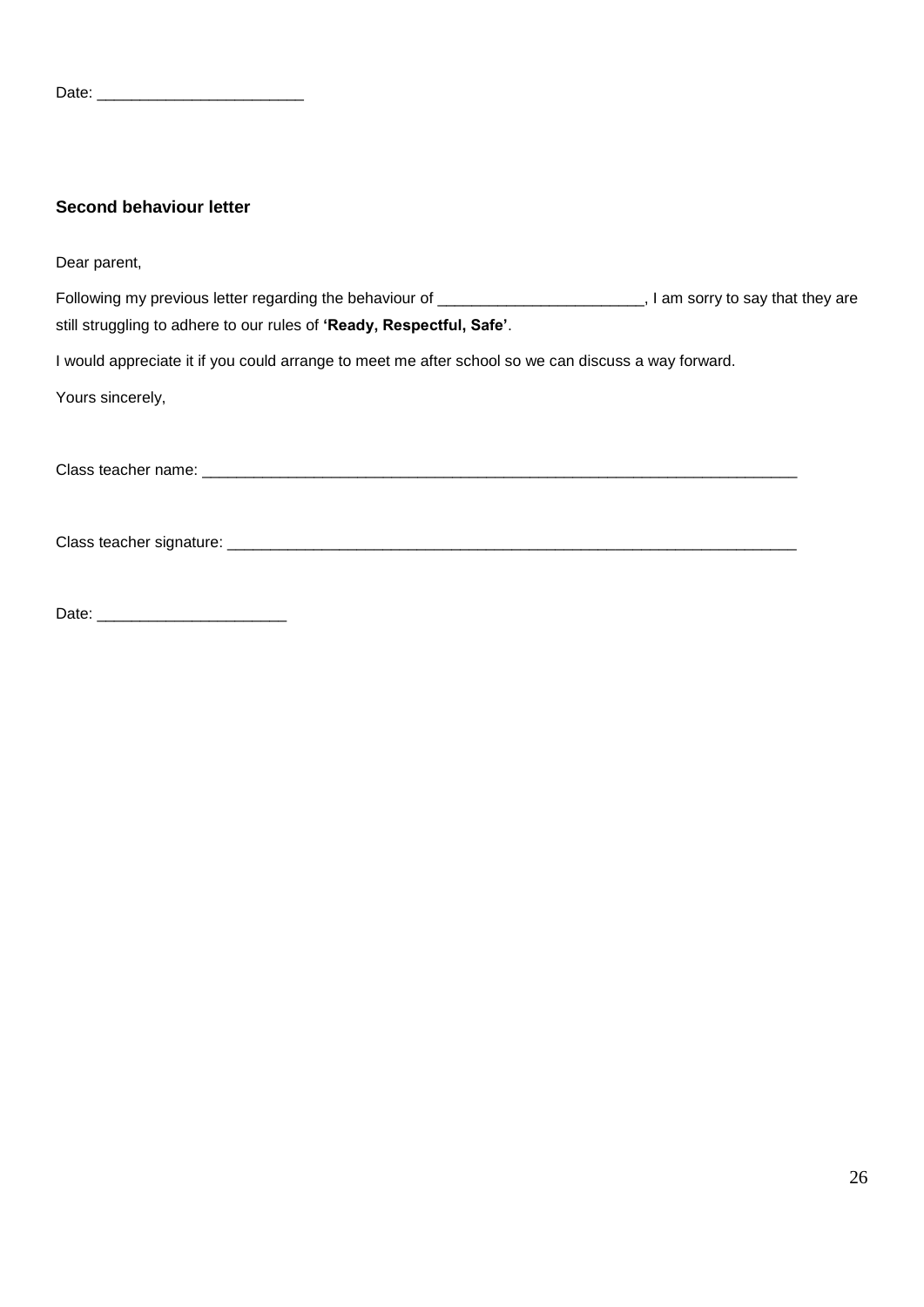Date: ________________________

**Second behaviour letter**

Dear parent,

Following my previous letter regarding the behaviour of ________________________, I am sorry to say that they are still struggling to adhere to our rules of **'Ready, Respectful, Safe'**.

I would appreciate it if you could arrange to meet me after school so we can discuss a way forward.

Yours sincerely,

Class teacher name: ___________________________________________________________________________

Class teacher signature: _______________________________________________________________________

Date: ______________________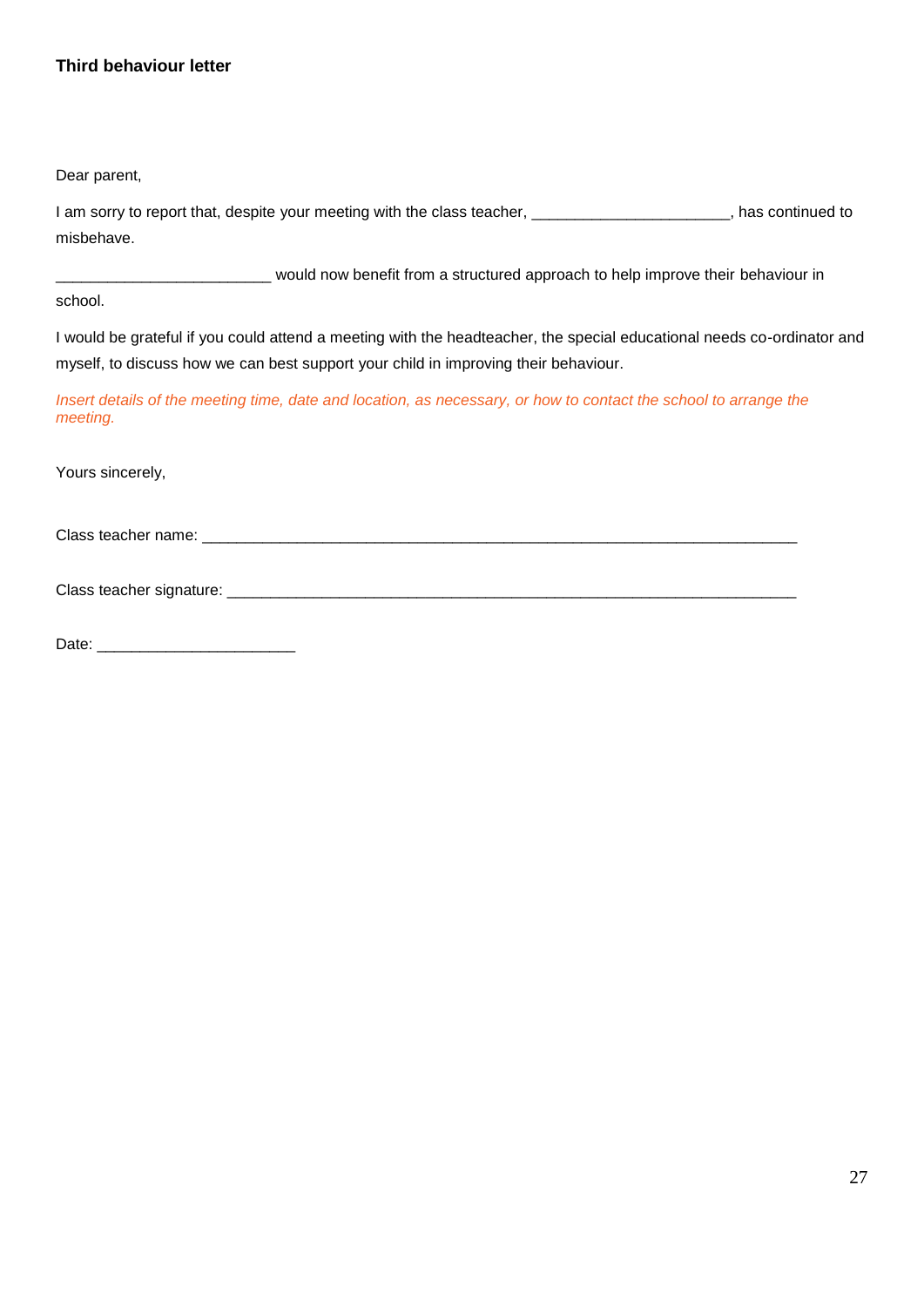**Third behaviour letter**

Dear parent,

I am sorry to report that, despite your meeting with the class teacher, ______________________, has continued to misbehave.

________________________ would now benefit from a structured approach to help improve their behaviour in school.

I would be grateful if you could attend a meeting with the headteacher, the special educational needs co-ordinator and myself, to discuss how we can best support your child in improving their behaviour.

*Insert details of the meeting time, date and location, as necessary, or how to contact the school to arrange the meeting.*

Yours sincerely,

Class teacher name: ___________________________________________________________________

Class teacher signature: _______________________________________________________________

Date: ______________________